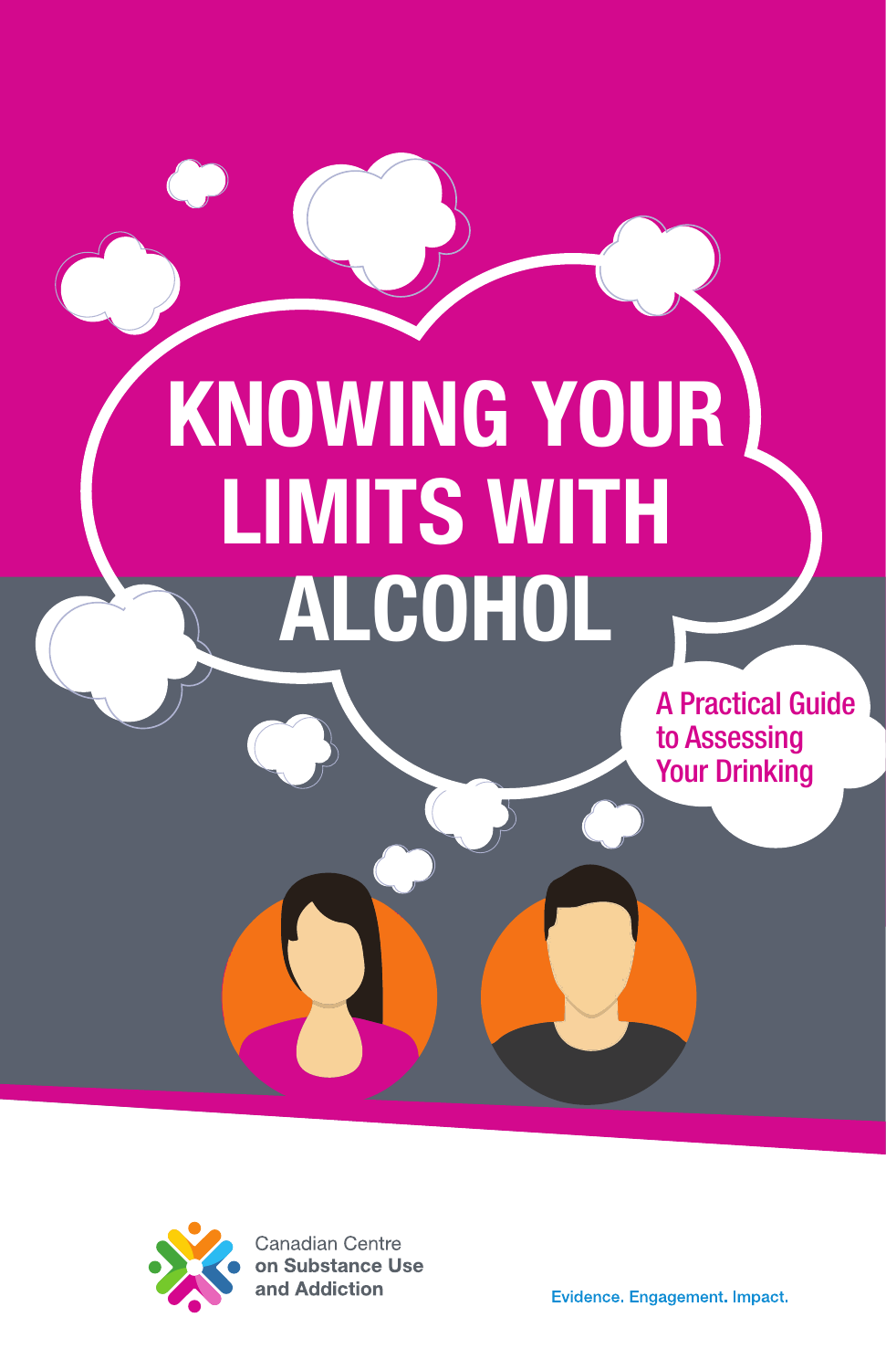# KNOWING YOUR LIMITS WITH ALCOHOL

## A Practical Guide to Assessing Your Drinking

Canadian Centre on Substance Use and Addiction

Evidence. Engagement. Impact.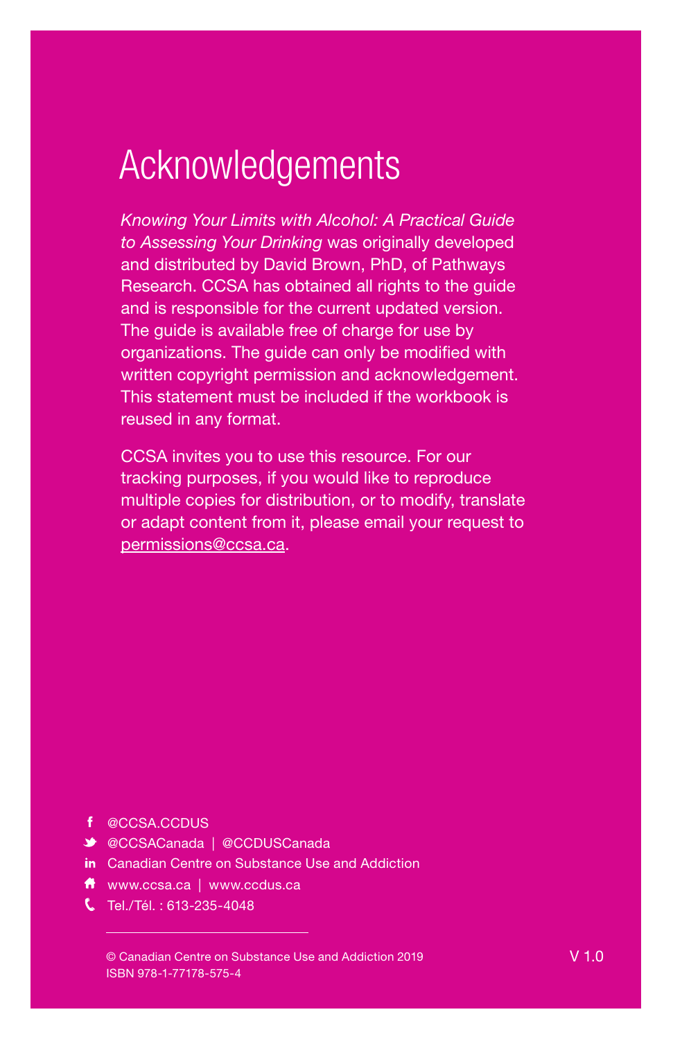# Acknowledgements

*Knowing Your Limits with Alcohol: A Practical Guide to Assessing Your Drinking* was originally developed and distributed by David Brown, PhD, of Pathways Research. CCSA has obtained all rights to the guide and is responsible for the current updated version. The guide is available free of charge for use by organizations. The guide can only be modified with written copyright permission and acknowledgement. This statement must be included if the workbook is reused in any format.

CCSA invites you to use this resource. For our tracking purposes, if you would like to reproduce multiple copies for distribution, or to modify, translate or adapt content from it, please email your request to permissions@ccsa.ca.

- @CCSA.CCDUS
- @CCSACanada | @CCDUSCanada
- Canadian Centre on Substance Use and Addiction
- www.ccsa.ca | www.ccdus.ca
- Tel./Tél. : 613-235-4048

© Canadian Centre on Substance Use and Addiction 2019
ISBN 978-1-77178-575-4

V 1.0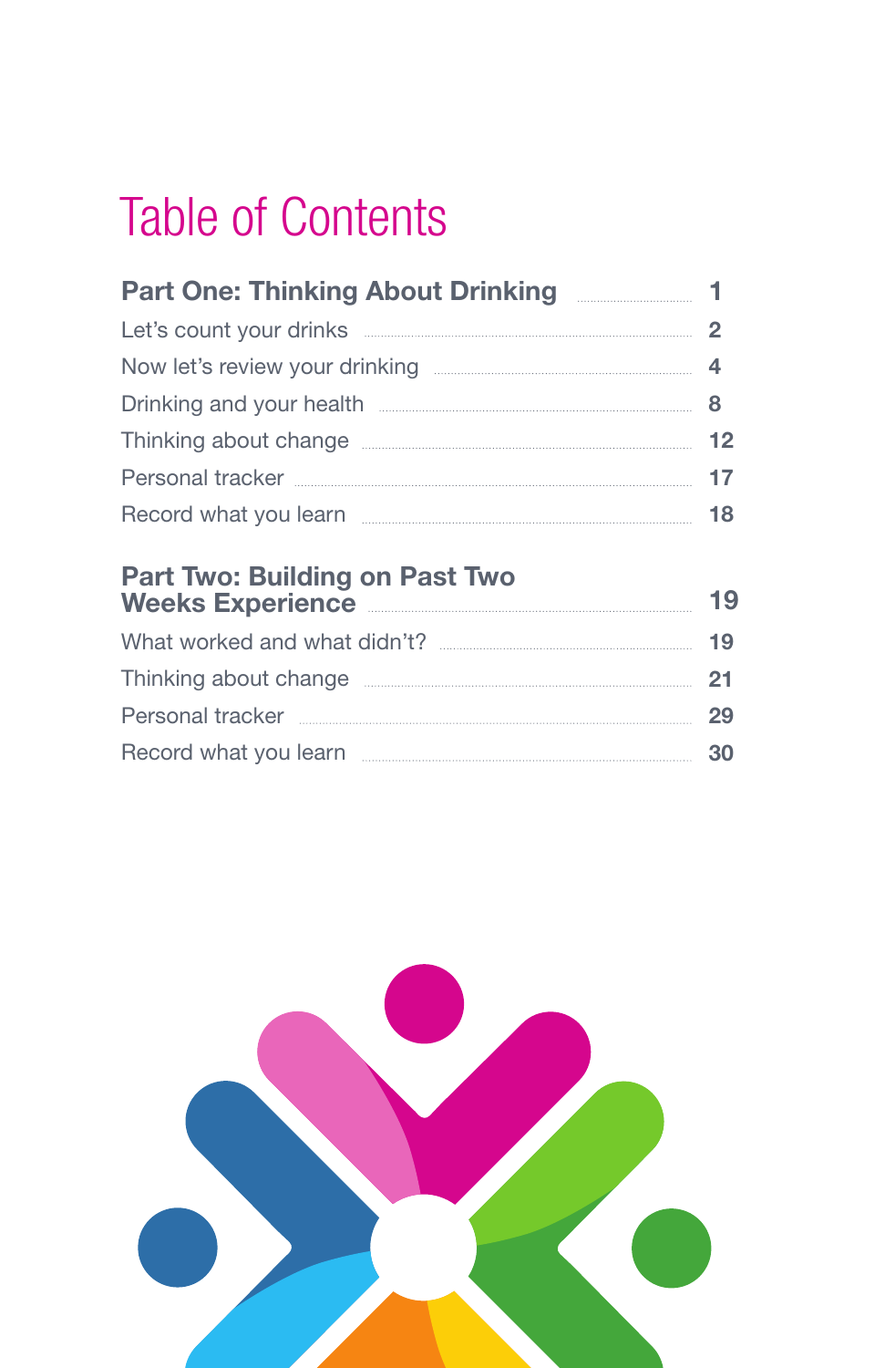# Table of Contents

| | |
|---|---|
| **Part One: Thinking About Drinking** | **1** |
| Let's count your drinks | 2 |
| Now let's review your drinking | 4 |
| Drinking and your health | 8 |
| Thinking about change | 12 |
| Personal tracker | 17 |
| Record what you learn | 18 |
| **Part Two: Building on Past Two Weeks Experience** | **19** |
| What worked and what didn't? | 19 |
| Thinking about change | 21 |
| Personal tracker | 29 |
| Record what you learn | 30 |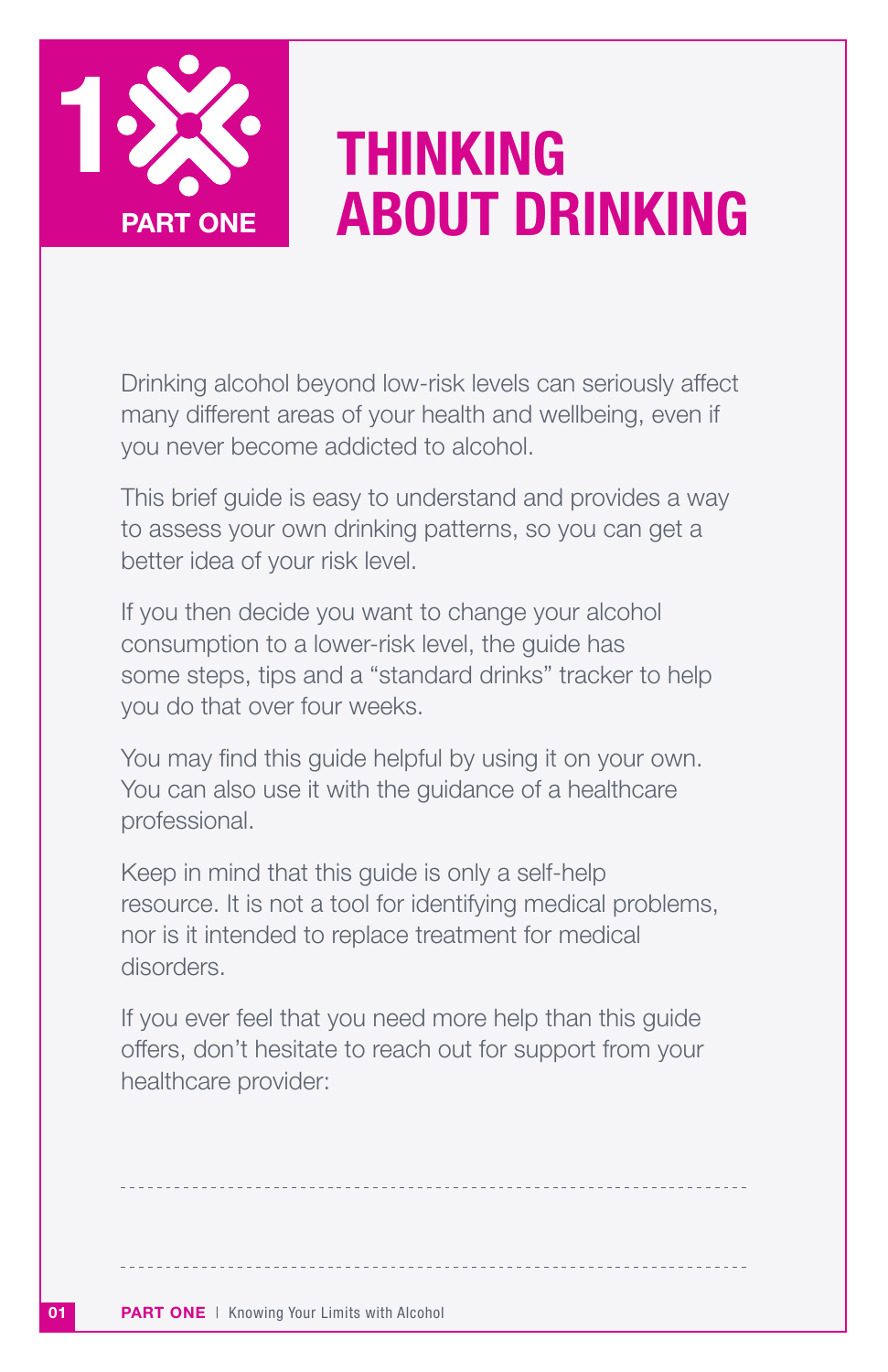1 PART ONE

# THINKING ABOUT DRINKING

Drinking alcohol beyond low-risk levels can seriously affect many different areas of your health and wellbeing, even if you never become addicted to alcohol.

This brief guide is easy to understand and provides a way to assess your own drinking patterns, so you can get a better idea of your risk level.

If you then decide you want to change your alcohol consumption to a lower-risk level, the guide has some steps, tips and a “standard drinks” tracker to help you do that over four weeks.

You may find this guide helpful by using it on your own. You can also use it with the guidance of a healthcare professional.

Keep in mind that this guide is only a self-help resource. It is not a tool for identifying medical problems, nor is it intended to replace treatment for medical disorders.

If you ever feel that you need more help than this guide offers, don’t hesitate to reach out for support from your healthcare provider:

---

---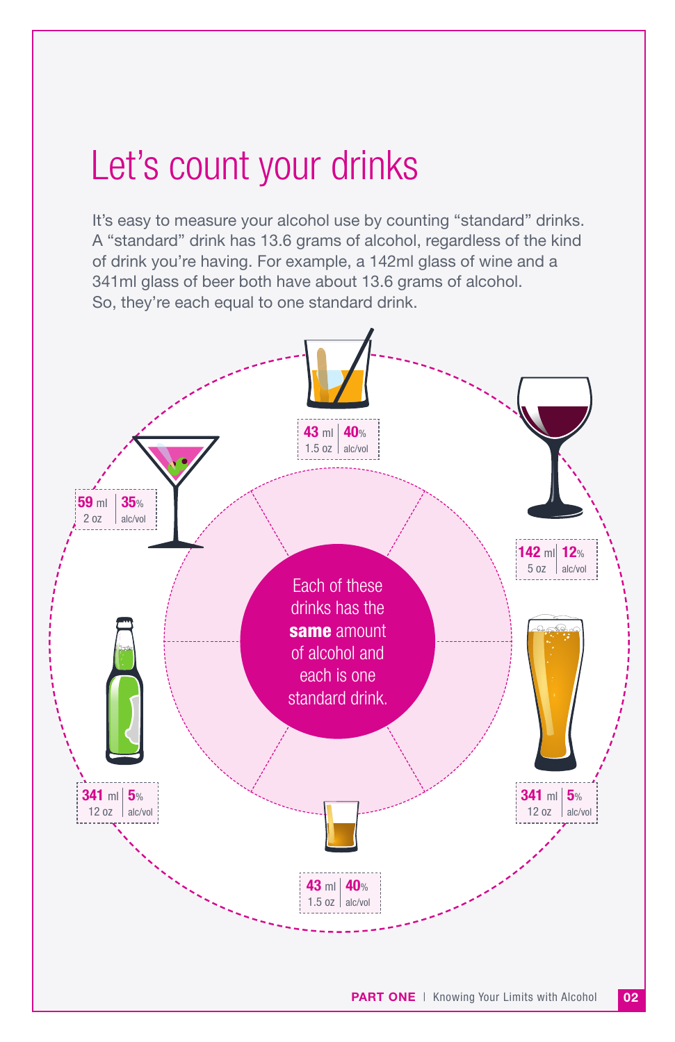# Let's count your drinks

It's easy to measure your alcohol use by counting "standard" drinks. A "standard" drink has 13.6 grams of alcohol, regardless of the kind of drink you're having. For example, a 142ml glass of wine and a 341ml glass of beer both have about 13.6 grams of alcohol. So, they're each equal to one standard drink.

43 ml | 40% 1.5 oz | alc/vol

142 ml | 12% 5 oz | alc/vol

341 ml | 5% 12 oz | alc/vol

43 ml | 40% 1.5 oz | alc/vol

341 ml | 5% 12 oz | alc/vol

59 ml | 35% 2 oz | alc/vol

Each of these drinks has the **same** amount of alcohol and each is one standard drink.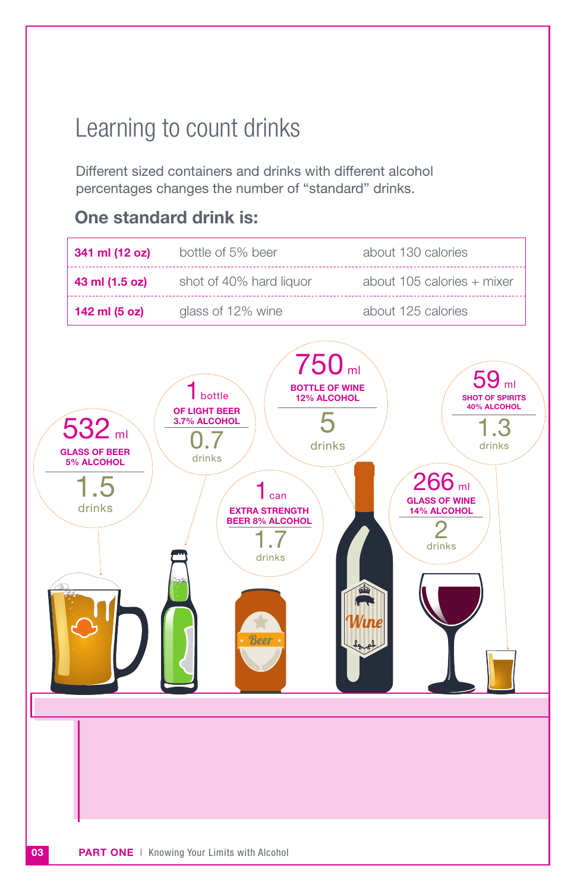# Learning to count drinks

Different sized containers and drinks with different alcohol percentages changes the number of "standard" drinks.

## One standard drink is:

| | | |
|---|---|---|
| **341 ml (12 oz)** | bottle of 5% beer | about 130 calories |
| **43 ml (1.5 oz)** | shot of 40% hard liquor | about 105 calories + mixer |
| **142 ml (5 oz)** | glass of 12% wine | about 125 calories |

532 ml
**GLASS OF BEER 5% ALCOHOL**
1.5 drinks

1 bottle
**OF LIGHT BEER 3.7% ALCOHOL**
0.7 drinks

1 can
**EXTRA STRENGTH BEER 8% ALCOHOL**
1.7 drinks

750 ml
**BOTTLE OF WINE 12% ALCOHOL**
5 drinks

266 ml
**GLASS OF WINE 14% ALCOHOL**
2 drinks

59 ml
**SHOT OF SPIRITS 40% ALCOHOL**
1.3 drinks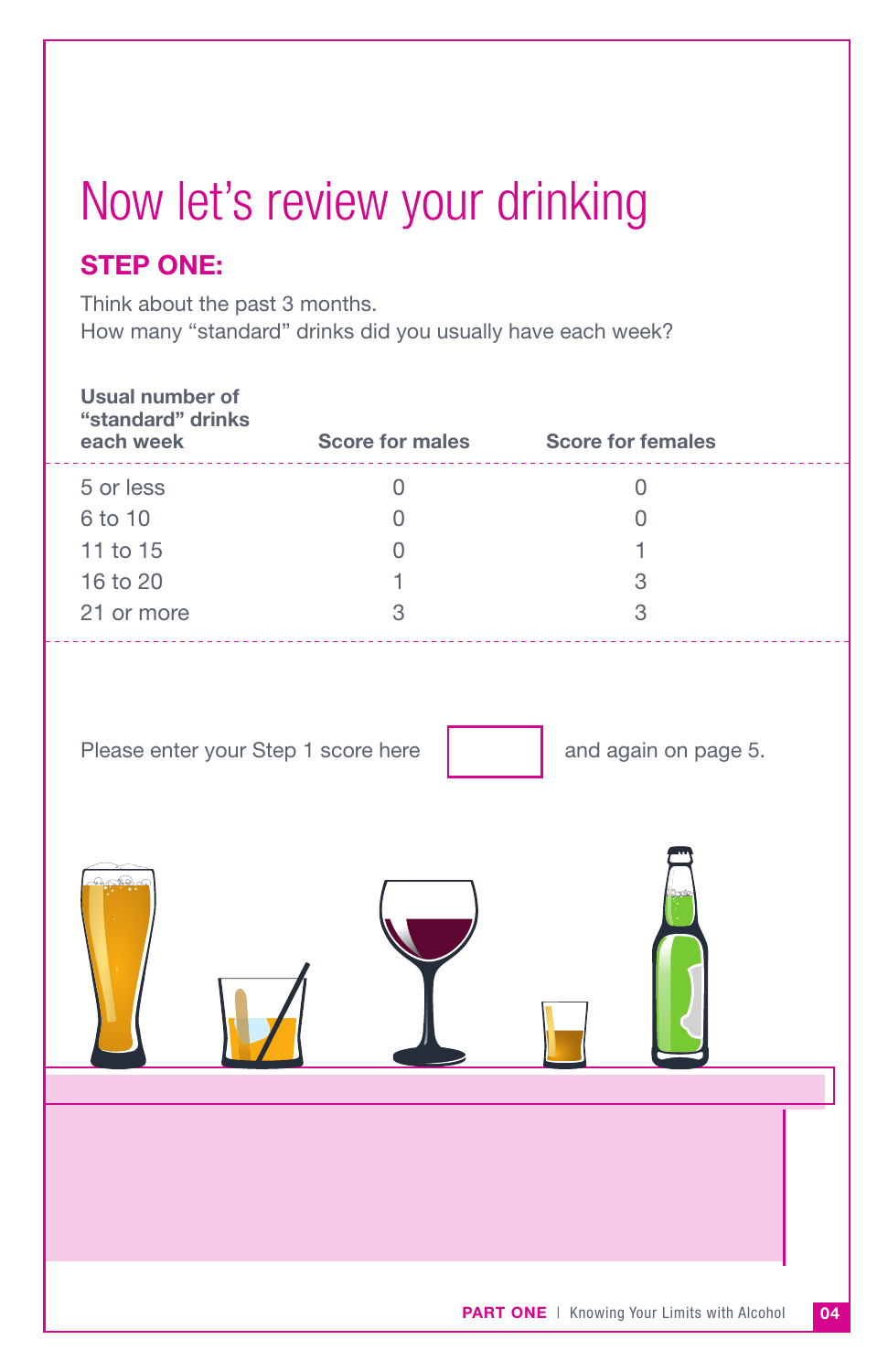# Now let's review your drinking

## STEP ONE:

Think about the past 3 months.
How many "standard" drinks did you usually have each week?

| Usual number of "standard" drinks each week | Score for males | Score for females |
|---|---|---|
| 5 or less | 0 | 0 |
| 6 to 10 | 0 | 0 |
| 11 to 15 | 0 | 1 |
| 16 to 20 | 1 | 3 |
| 21 or more | 3 | 3 |

Please enter your Step 1 score here [ ] and again on page 5.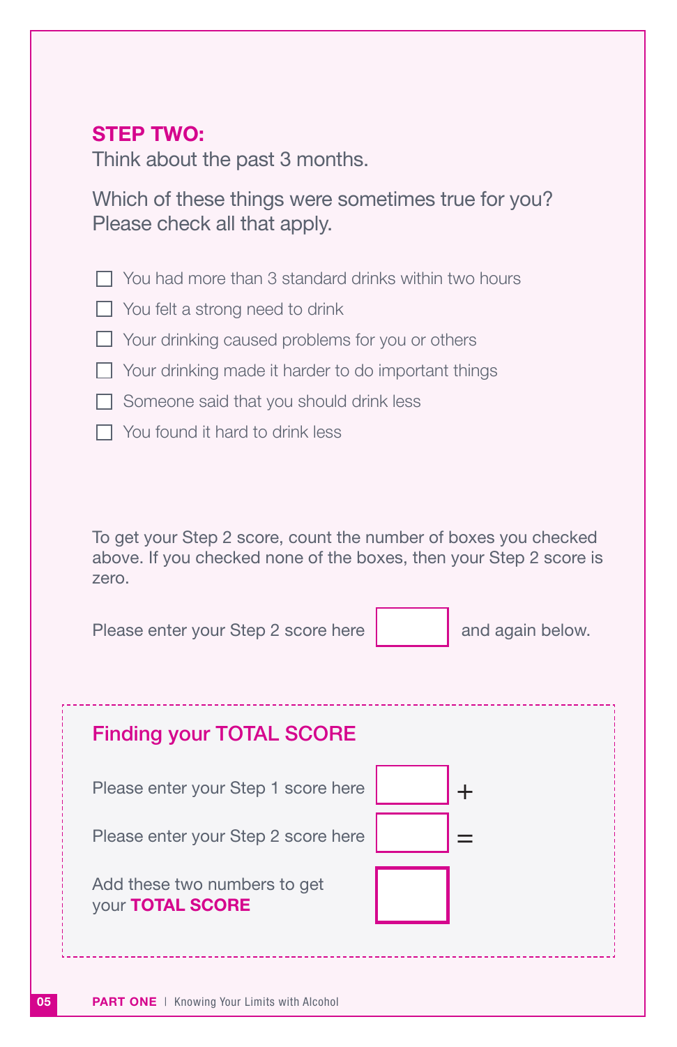## STEP TWO:

Think about the past 3 months.

Which of these things were sometimes true for you?
Please check all that apply.

- [ ] You had more than 3 standard drinks within two hours
- [ ] You felt a strong need to drink
- [ ] Your drinking caused problems for you or others
- [ ] Your drinking made it harder to do important things
- [ ] Someone said that you should drink less
- [ ] You found it hard to drink less

To get your Step 2 score, count the number of boxes you checked above. If you checked none of the boxes, then your Step 2 score is zero.

Please enter your Step 2 score here ______ and again below.

## Finding your TOTAL SCORE

Please enter your Step 1 score here ______ +

Please enter your Step 2 score here ______ =

Add these two numbers to get your **TOTAL SCORE** ______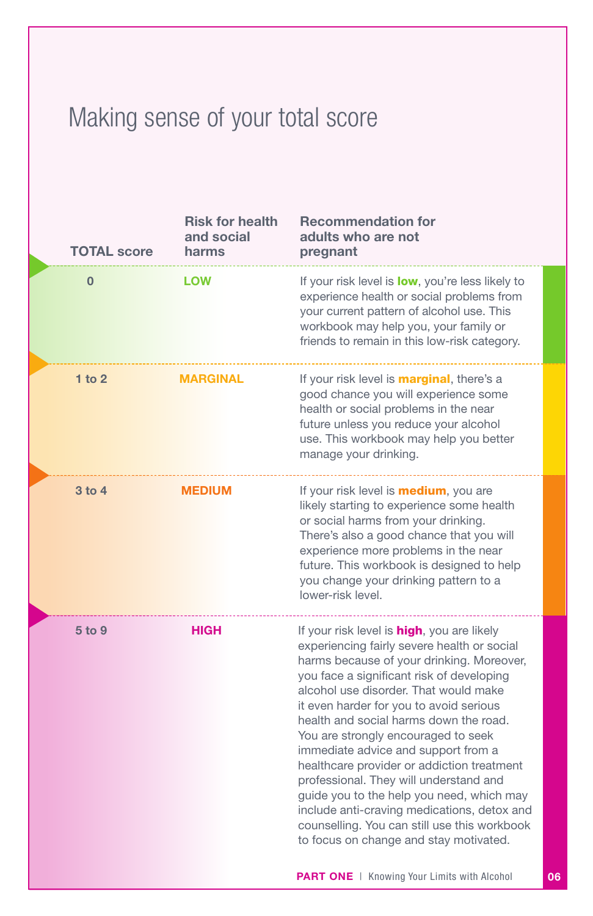# Making sense of your total score

| TOTAL score | Risk for health and social harms | Recommendation for adults who are not pregnant |
|---|---|---|
| 0 | LOW | If your risk level is **low**, you're less likely to experience health or social problems from your current pattern of alcohol use. This workbook may help you, your family or friends to remain in this low-risk category. |
| 1 to 2 | MARGINAL | If your risk level is **marginal**, there's a good chance you will experience some health or social problems in the near future unless you reduce your alcohol use. This workbook may help you better manage your drinking. |
| 3 to 4 | MEDIUM | If your risk level is **medium**, you are likely starting to experience some health or social harms from your drinking. There's also a good chance that you will experience more problems in the near future. This workbook is designed to help you change your drinking pattern to a lower-risk level. |
| 5 to 9 | HIGH | If your risk level is **high**, you are likely experiencing fairly severe health or social harms because of your drinking. Moreover, you face a significant risk of developing alcohol use disorder. That would make it even harder for you to avoid serious health and social harms down the road. You are strongly encouraged to seek immediate advice and support from a healthcare provider or addiction treatment professional. They will understand and guide you to the help you need, which may include anti-craving medications, detox and counselling. You can still use this workbook to focus on change and stay motivated. |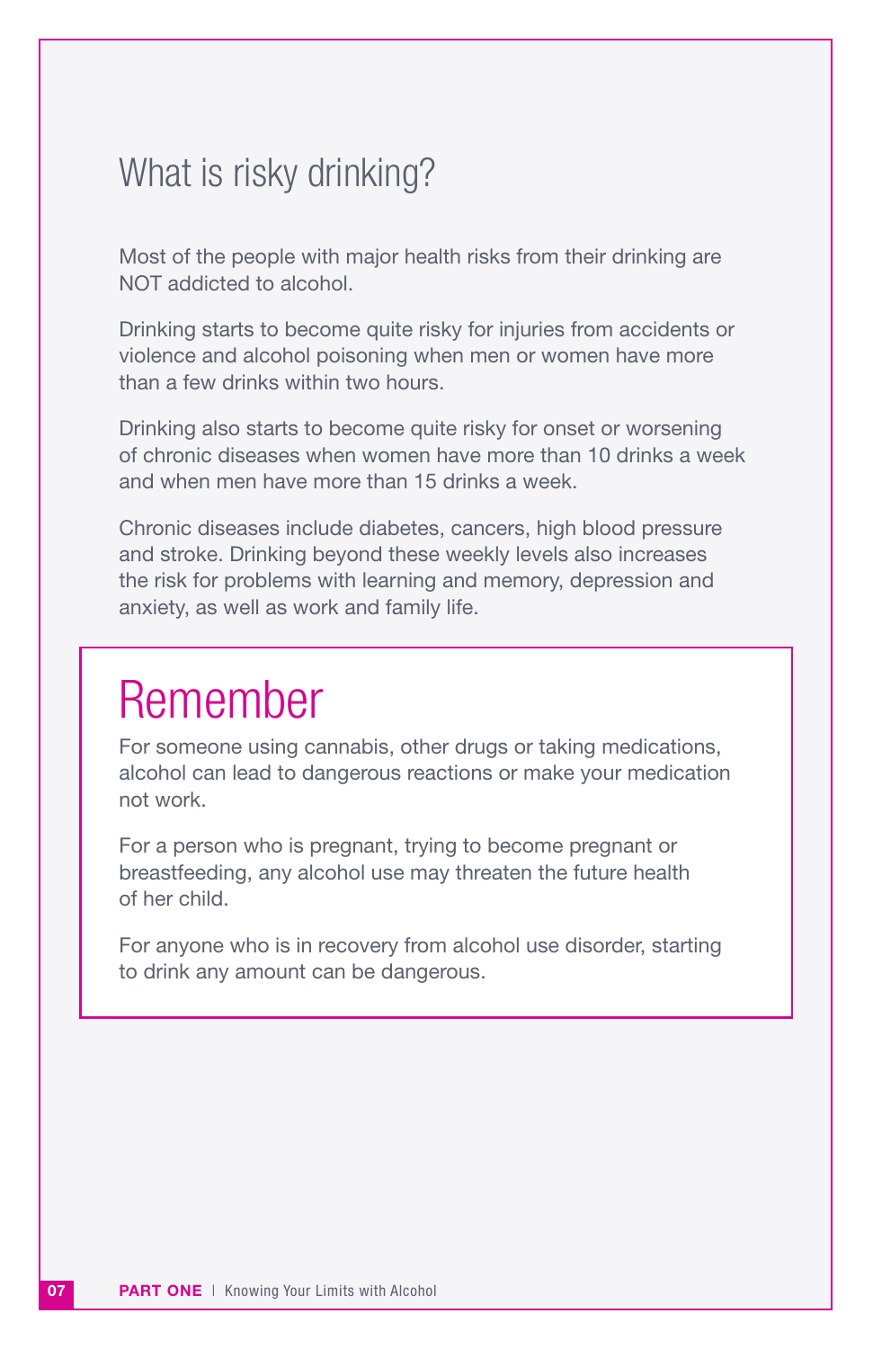## What is risky drinking?

Most of the people with major health risks from their drinking are NOT addicted to alcohol.

Drinking starts to become quite risky for injuries from accidents or violence and alcohol poisoning when men or women have more than a few drinks within two hours.

Drinking also starts to become quite risky for onset or worsening of chronic diseases when women have more than 10 drinks a week and when men have more than 15 drinks a week.

Chronic diseases include diabetes, cancers, high blood pressure and stroke. Drinking beyond these weekly levels also increases the risk for problems with learning and memory, depression and anxiety, as well as work and family life.

## Remember

For someone using cannabis, other drugs or taking medications, alcohol can lead to dangerous reactions or make your medication not work.

For a person who is pregnant, trying to become pregnant or breastfeeding, any alcohol use may threaten the future health of her child.

For anyone who is in recovery from alcohol use disorder, starting to drink any amount can be dangerous.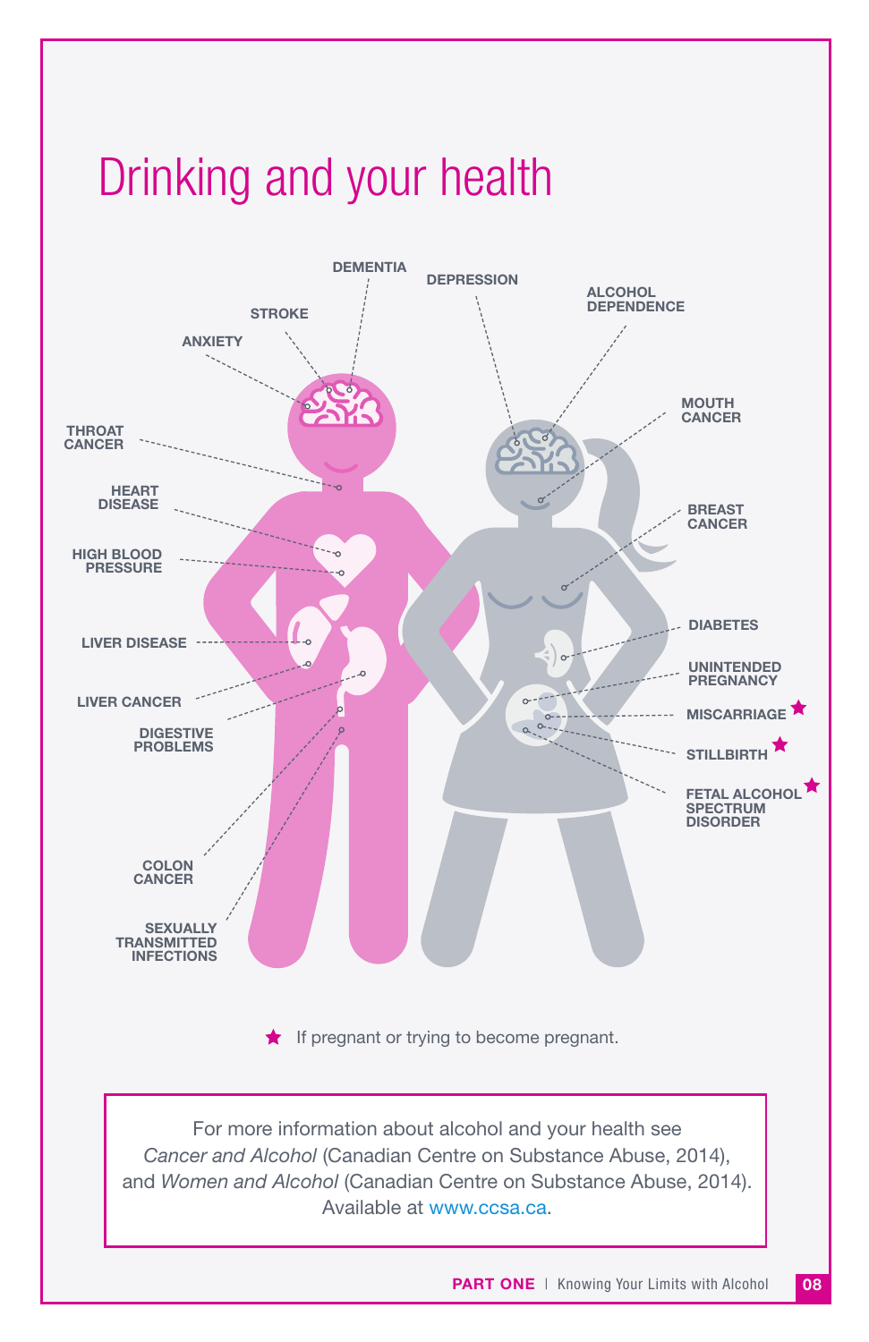# Drinking and your health

DEMENTIA

DEPRESSION

STROKE

ALCOHOL DEPENDENCE

ANXIETY

MOUTH CANCER

THROAT CANCER

BREAST CANCER

HEART DISEASE

HIGH BLOOD PRESSURE

DIABETES

LIVER DISEASE

UNINTENDED PREGNANCY

LIVER CANCER

MISCARRIAGE ★

DIGESTIVE PROBLEMS

STILLBIRTH ★

FETAL ALCOHOL SPECTRUM DISORDER ★

COLON CANCER

SEXUALLY TRANSMITTED INFECTIONS

★ If pregnant or trying to become pregnant.

For more information about alcohol and your health see *Cancer and Alcohol* (Canadian Centre on Substance Abuse, 2014), and *Women and Alcohol* (Canadian Centre on Substance Abuse, 2014). Available at www.ccsa.ca.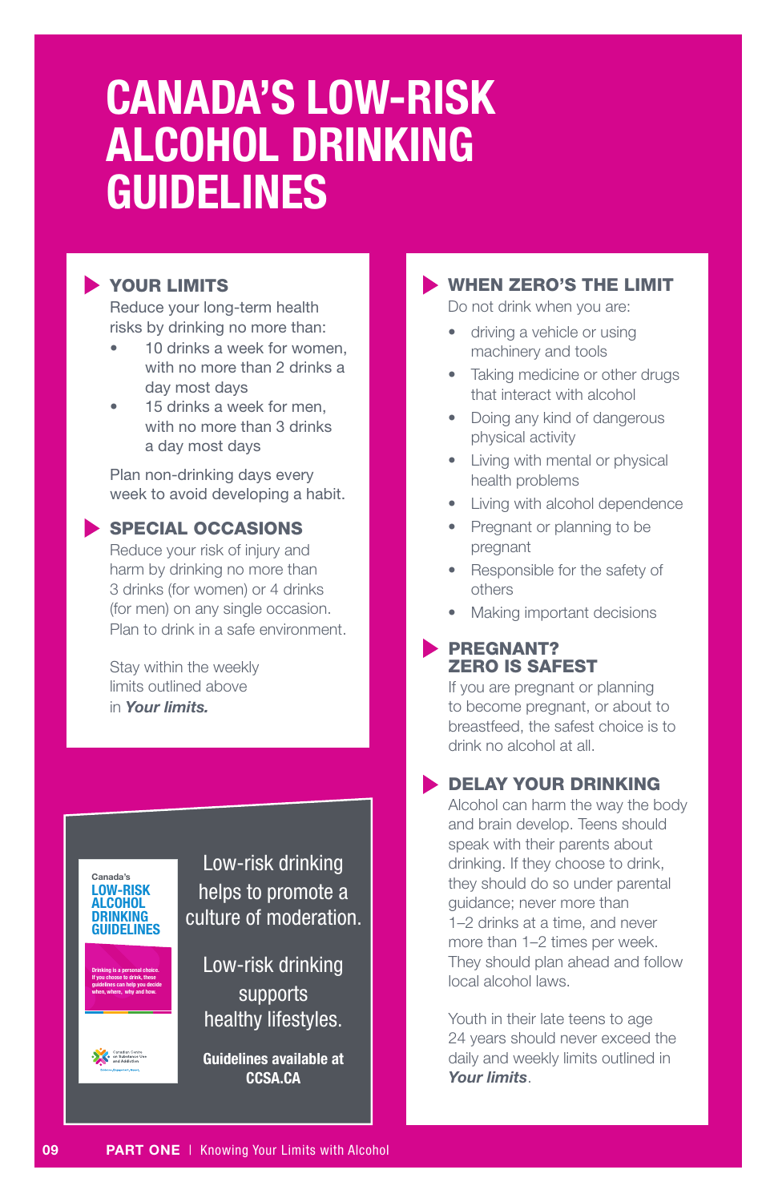# CANADA'S LOW-RISK ALCOHOL DRINKING GUIDELINES

## YOUR LIMITS

Reduce your long-term health risks by drinking no more than:

- 10 drinks a week for women, with no more than 2 drinks a day most days
- 15 drinks a week for men, with no more than 3 drinks a day most days

Plan non-drinking days every week to avoid developing a habit.

## SPECIAL OCCASIONS

Reduce your risk of injury and harm by drinking no more than 3 drinks (for women) or 4 drinks (for men) on any single occasion. Plan to drink in a safe environment.

Stay within the weekly limits outlined above in ***Your limits.***

Canada's LOW-RISK ALCOHOL DRINKING GUIDELINES

Drinking is a personal choice. If you choose to drink, these guidelines can help you decide when, where, why and how.

Canadian Centre on Substance Use and Addiction

Low-risk drinking helps to promote a culture of moderation.

Low-risk drinking supports healthy lifestyles.

**Guidelines available at CCSA.CA**

## WHEN ZERO'S THE LIMIT

Do not drink when you are:

- driving a vehicle or using machinery and tools
- Taking medicine or other drugs that interact with alcohol
- Doing any kind of dangerous physical activity
- Living with mental or physical health problems
- Living with alcohol dependence
- Pregnant or planning to be pregnant
- Responsible for the safety of others
- Making important decisions

## PREGNANT? ZERO IS SAFEST

If you are pregnant or planning to become pregnant, or about to breastfeed, the safest choice is to drink no alcohol at all.

## DELAY YOUR DRINKING

Alcohol can harm the way the body and brain develop. Teens should speak with their parents about drinking. If they choose to drink, they should do so under parental guidance; never more than 1–2 drinks at a time, and never more than 1–2 times per week. They should plan ahead and follow local alcohol laws.

Youth in their late teens to age 24 years should never exceed the daily and weekly limits outlined in ***Your limits***.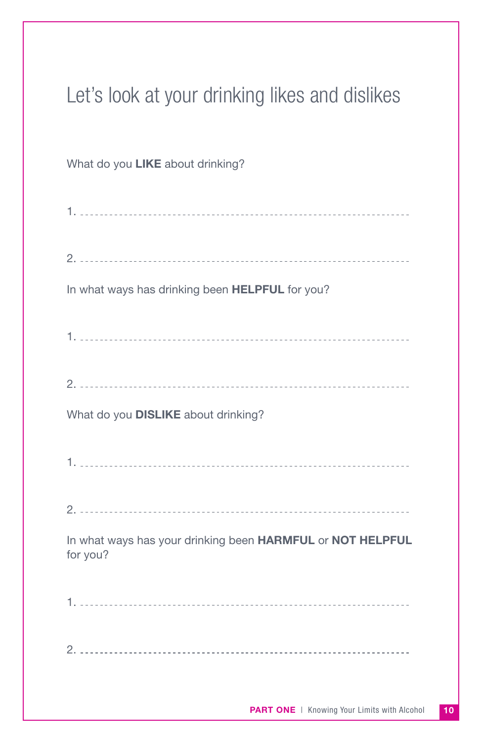# Let's look at your drinking likes and dislikes

What do you **LIKE** about drinking?

1. ----------------------------------------------------------------

2. ----------------------------------------------------------------

In what ways has drinking been **HELPFUL** for you?

1. ----------------------------------------------------------------

2. ----------------------------------------------------------------

What do you **DISLIKE** about drinking?

1. ----------------------------------------------------------------

2. ----------------------------------------------------------------

In what ways has your drinking been **HARMFUL** or **NOT HELPFUL** for you?

1. ----------------------------------------------------------------

2. ----------------------------------------------------------------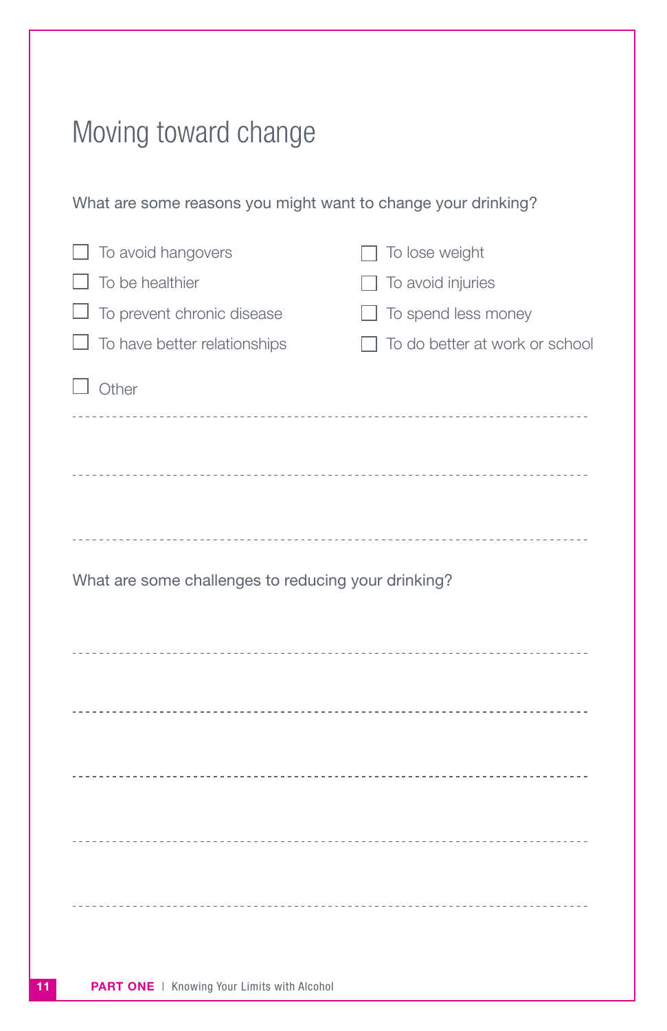# Moving toward change

What are some reasons you might want to change your drinking?

- [ ] To avoid hangovers
- [ ] To be healthier
- [ ] To prevent chronic disease
- [ ] To have better relationships
- [ ] To lose weight
- [ ] To avoid injuries
- [ ] To spend less money
- [ ] To do better at work or school
- [ ] Other

What are some challenges to reducing your drinking?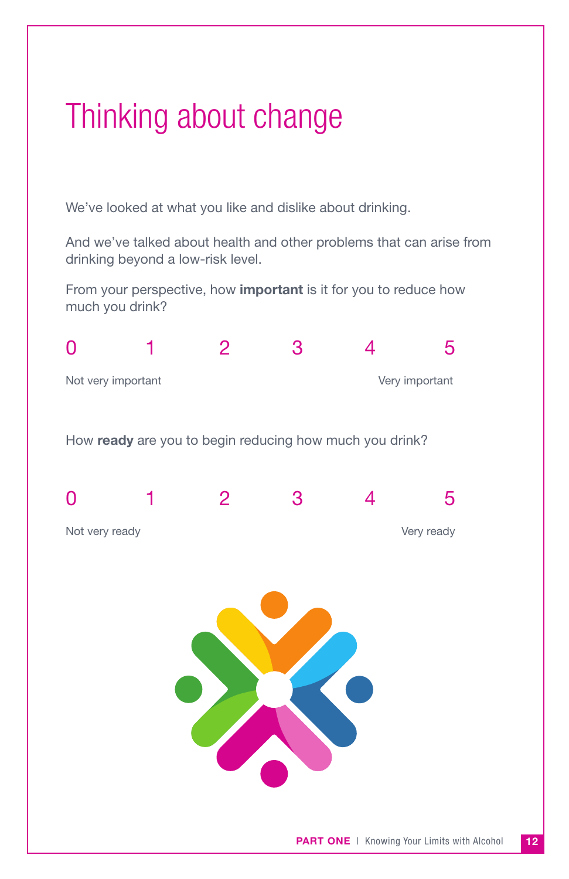# Thinking about change

We've looked at what you like and dislike about drinking.

And we've talked about health and other problems that can arise from drinking beyond a low-risk level.

From your perspective, how **important** is it for you to reduce how much you drink?

| 0 | 1 | 2 | 3 | 4 | 5 |
|---|---|---|---|---|---|
| Not very important | | | | | Very important |

How **ready** are you to begin reducing how much you drink?

| 0 | 1 | 2 | 3 | 4 | 5 |
|---|---|---|---|---|---|
| Not very ready | | | | | Very ready |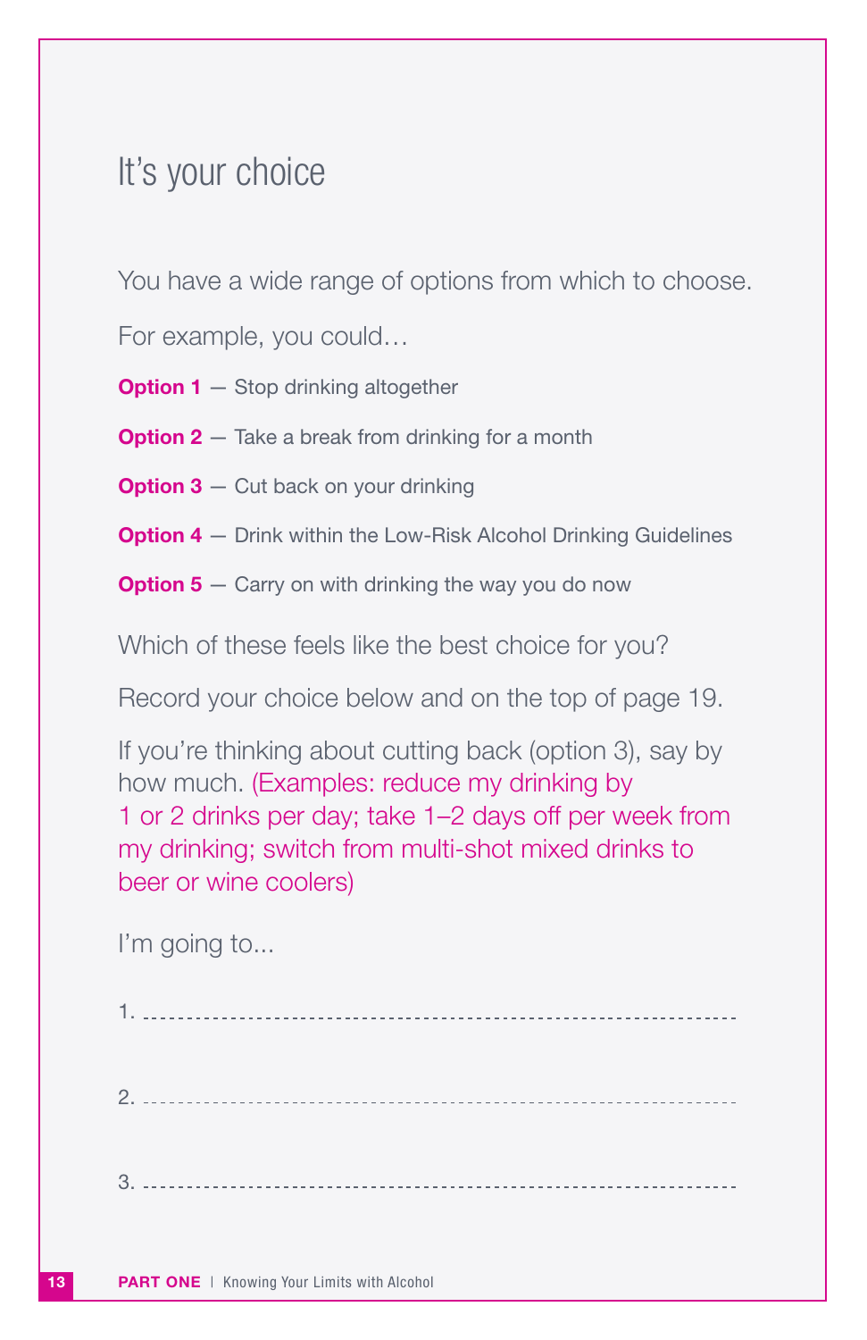# It's your choice

You have a wide range of options from which to choose.

For example, you could…

**Option 1** — Stop drinking altogether

**Option 2** — Take a break from drinking for a month

**Option 3** — Cut back on your drinking

**Option 4** — Drink within the Low-Risk Alcohol Drinking Guidelines

**Option 5** — Carry on with drinking the way you do now

Which of these feels like the best choice for you?

Record your choice below and on the top of page 19.

If you're thinking about cutting back (option 3), say by how much. (Examples: reduce my drinking by 1 or 2 drinks per day; take 1–2 days off per week from my drinking; switch from multi-shot mixed drinks to beer or wine coolers)

I'm going to...

1. ------------------------------------------------------------

2. ------------------------------------------------------------

3. ------------------------------------------------------------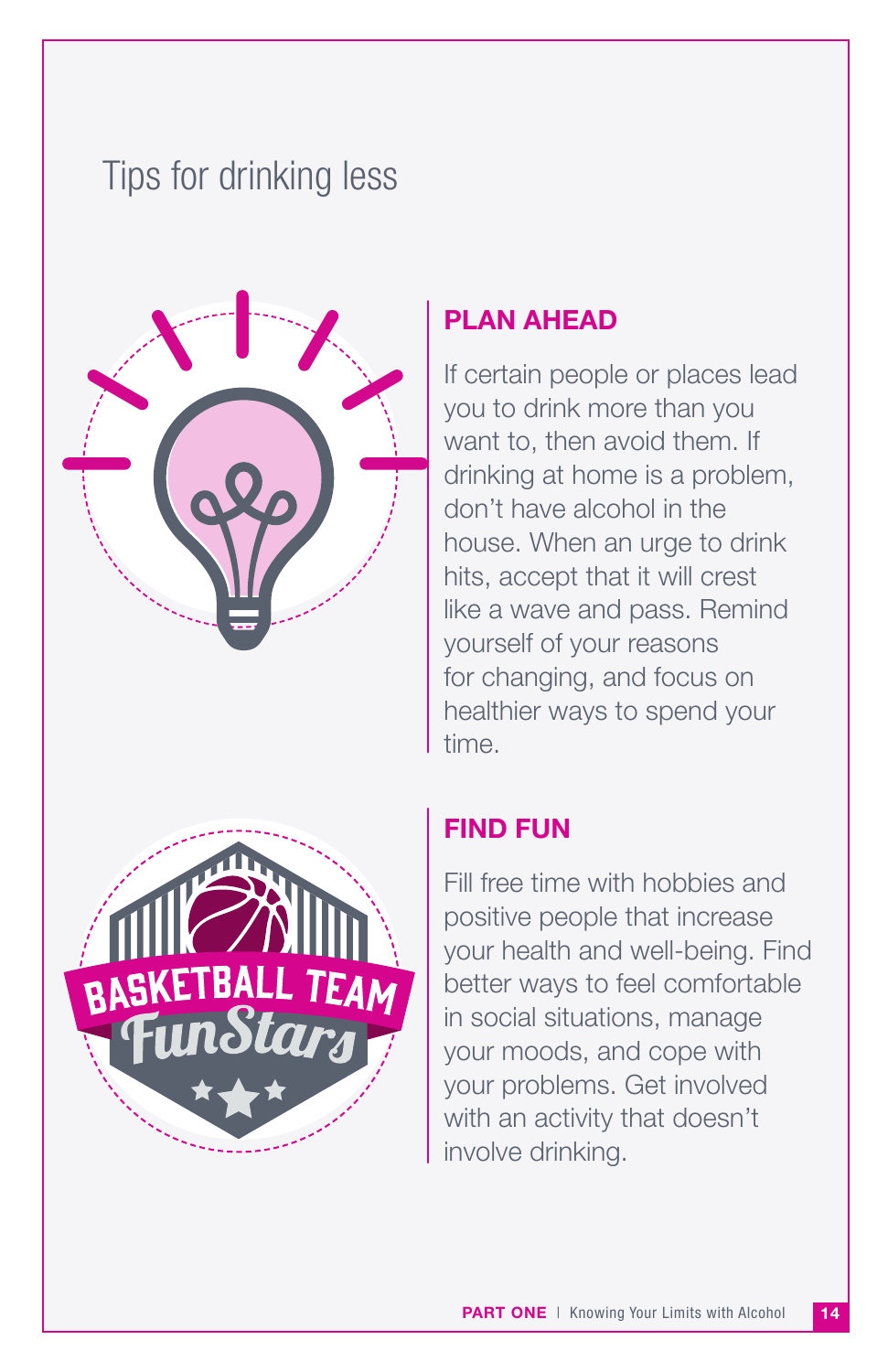# Tips for drinking less

## PLAN AHEAD

If certain people or places lead you to drink more than you want to, then avoid them. If drinking at home is a problem, don't have alcohol in the house. When an urge to drink hits, accept that it will crest like a wave and pass. Remind yourself of your reasons for changing, and focus on healthier ways to spend your time.

## FIND FUN

Fill free time with hobbies and positive people that increase your health and well-being. Find better ways to feel comfortable in social situations, manage your moods, and cope with your problems. Get involved with an activity that doesn't involve drinking.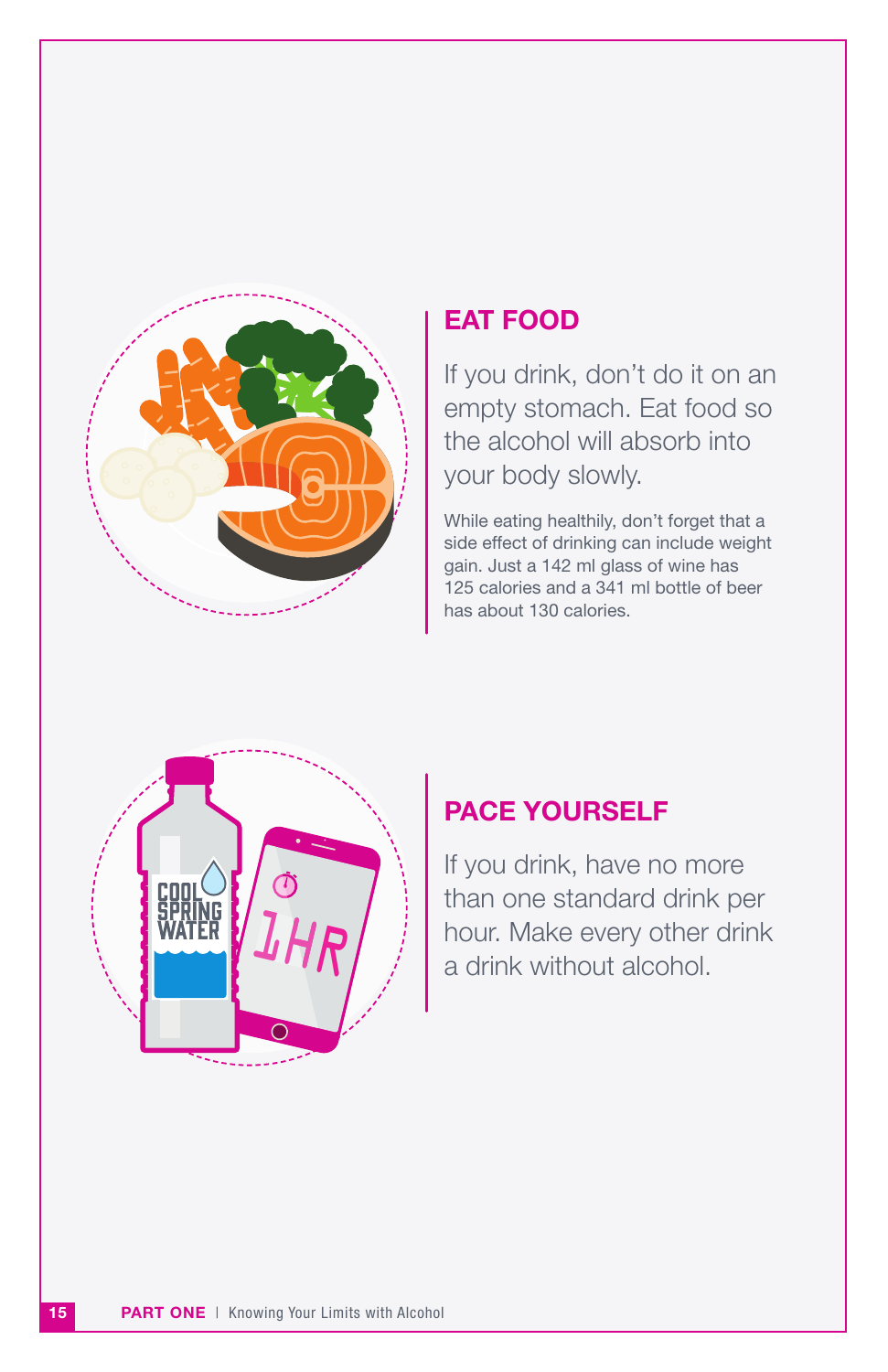## EAT FOOD

If you drink, don't do it on an empty stomach. Eat food so the alcohol will absorb into your body slowly.

While eating healthily, don't forget that a side effect of drinking can include weight gain. Just a 142 ml glass of wine has 125 calories and a 341 ml bottle of beer has about 130 calories.

## PACE YOURSELF

If you drink, have no more than one standard drink per hour. Make every other drink a drink without alcohol.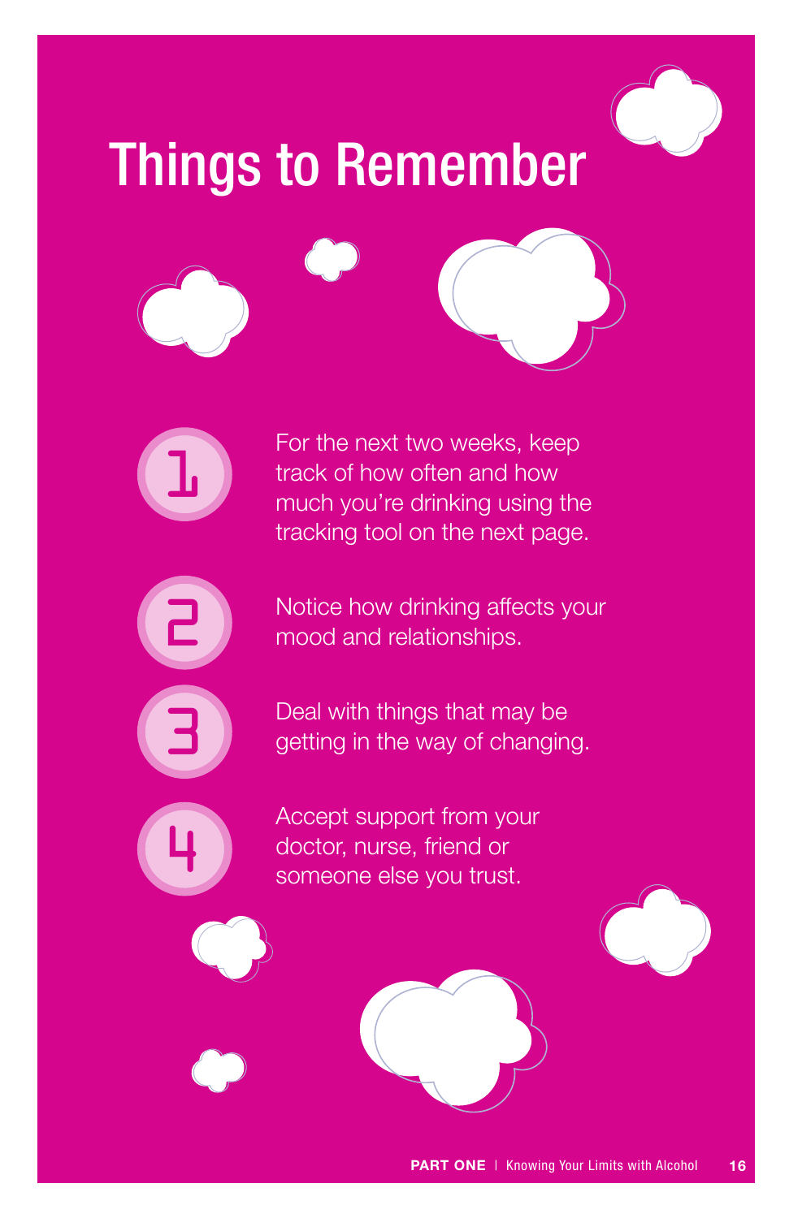# Things to Remember

1. For the next two weeks, keep track of how often and how much you're drinking using the tracking tool on the next page.
2. Notice how drinking affects your mood and relationships.
3. Deal with things that may be getting in the way of changing.
4. Accept support from your doctor, nurse, friend or someone else you trust.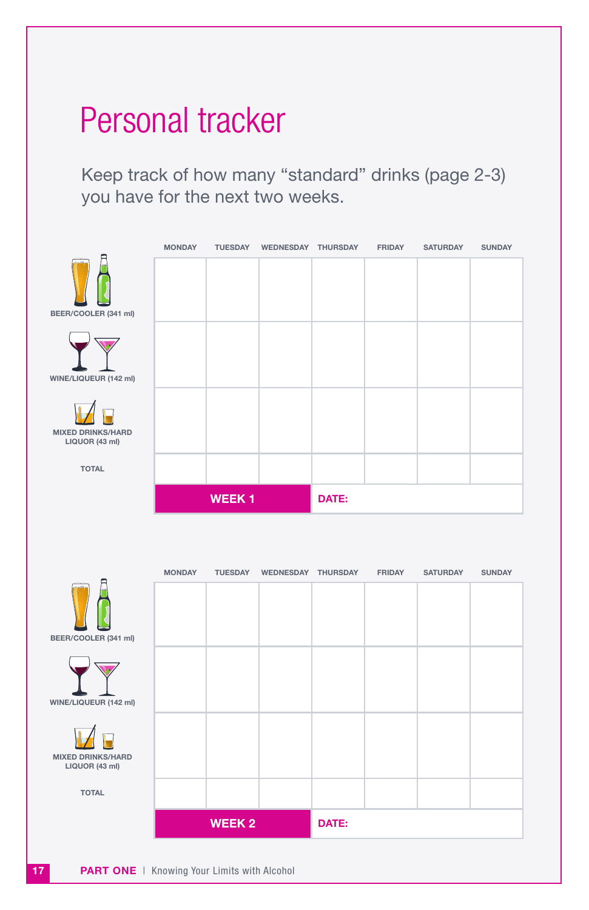# Personal tracker

Keep track of how many "standard" drinks (page 2-3) you have for the next two weeks.

| | MONDAY | TUESDAY | WEDNESDAY | THURSDAY | FRIDAY | SATURDAY | SUNDAY |
|---|---|---|---|---|---|---|---|
| BEER/COOLER (341 ml) | | | | | | | |
| WINE/LIQUEUR (142 ml) | | | | | | | |
| MIXED DRINKS/HARD LIQUOR (43 ml) | | | | | | | |
| TOTAL | | | | | | | |

**WEEK 1** | **DATE:**

| | MONDAY | TUESDAY | WEDNESDAY | THURSDAY | FRIDAY | SATURDAY | SUNDAY |
|---|---|---|---|---|---|---|---|
| BEER/COOLER (341 ml) | | | | | | | |
| WINE/LIQUEUR (142 ml) | | | | | | | |
| MIXED DRINKS/HARD LIQUOR (43 ml) | | | | | | | |
| TOTAL | | | | | | | |

**WEEK 2** | **DATE:**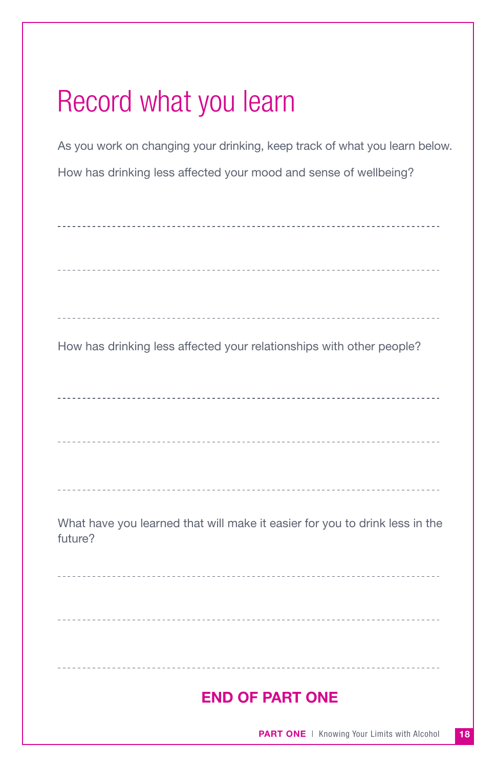# Record what you learn

As you work on changing your drinking, keep track of what you learn below.

How has drinking less affected your mood and sense of wellbeing?

How has drinking less affected your relationships with other people?

What have you learned that will make it easier for you to drink less in the future?

**END OF PART ONE**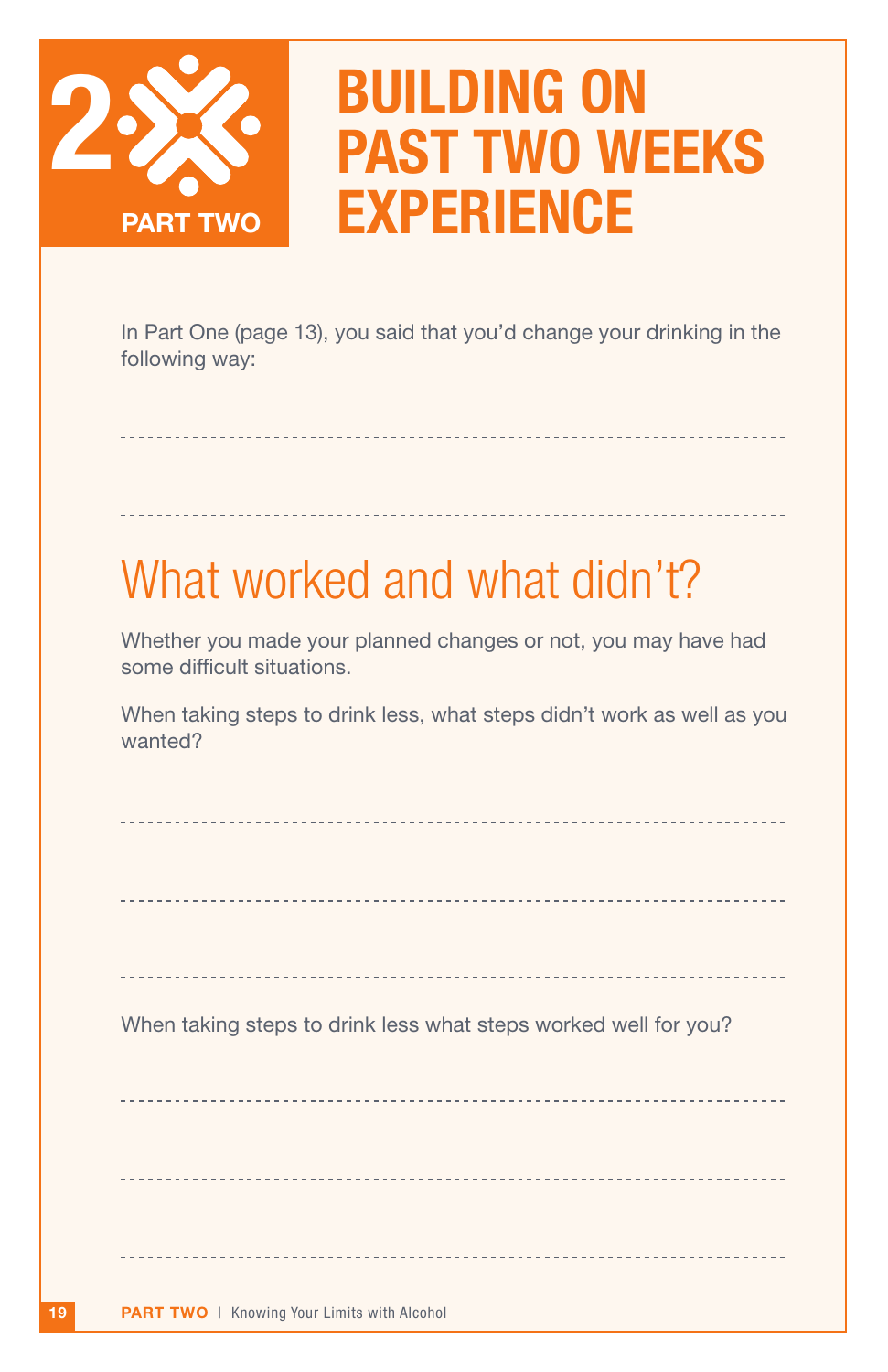# 2 PART TWO

# BUILDING ON PAST TWO WEEKS EXPERIENCE

In Part One (page 13), you said that you'd change your drinking in the following way:

---

---

## What worked and what didn't?

Whether you made your planned changes or not, you may have had some difficult situations.

When taking steps to drink less, what steps didn't work as well as you wanted?

---

---

---

When taking steps to drink less what steps worked well for you?

---

---

---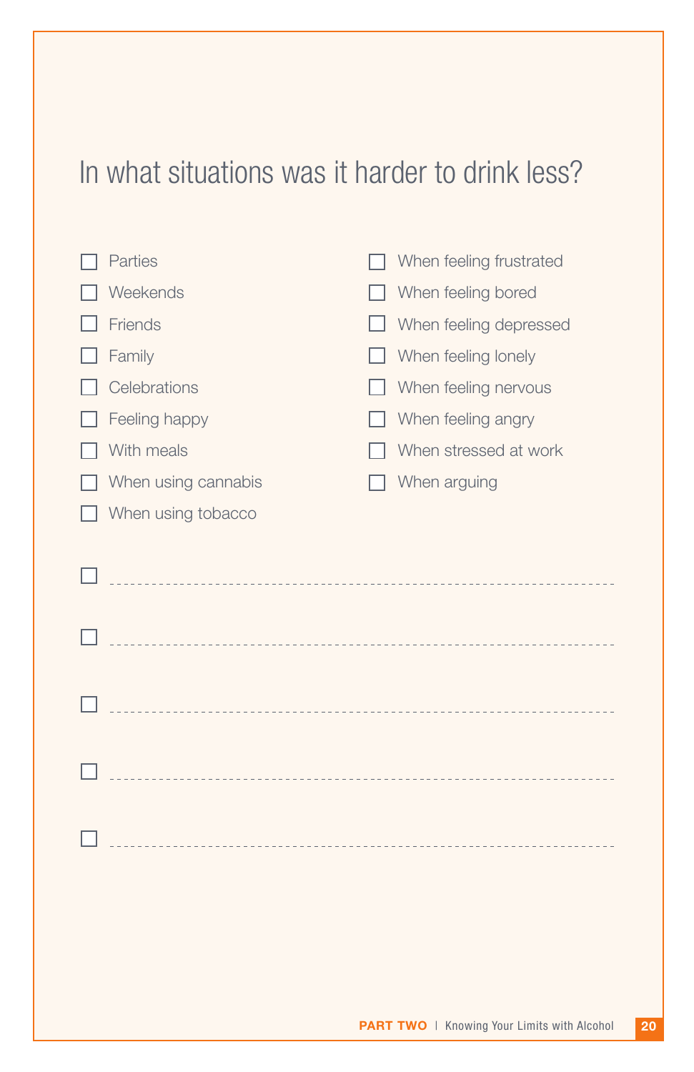# In what situations was it harder to drink less?

- [ ] Parties
- [ ] Weekends
- [ ] Friends
- [ ] Family
- [ ] Celebrations
- [ ] Feeling happy
- [ ] With meals
- [ ] When using cannabis
- [ ] When using tobacco
- [ ] When feeling frustrated
- [ ] When feeling bored
- [ ] When feeling depressed
- [ ] When feeling lonely
- [ ] When feeling nervous
- [ ] When feeling angry
- [ ] When stressed at work
- [ ] When arguing

- [ ] ------------------------------------------------------------
- [ ] ------------------------------------------------------------
- [ ] ------------------------------------------------------------
- [ ] ------------------------------------------------------------
- [ ] ------------------------------------------------------------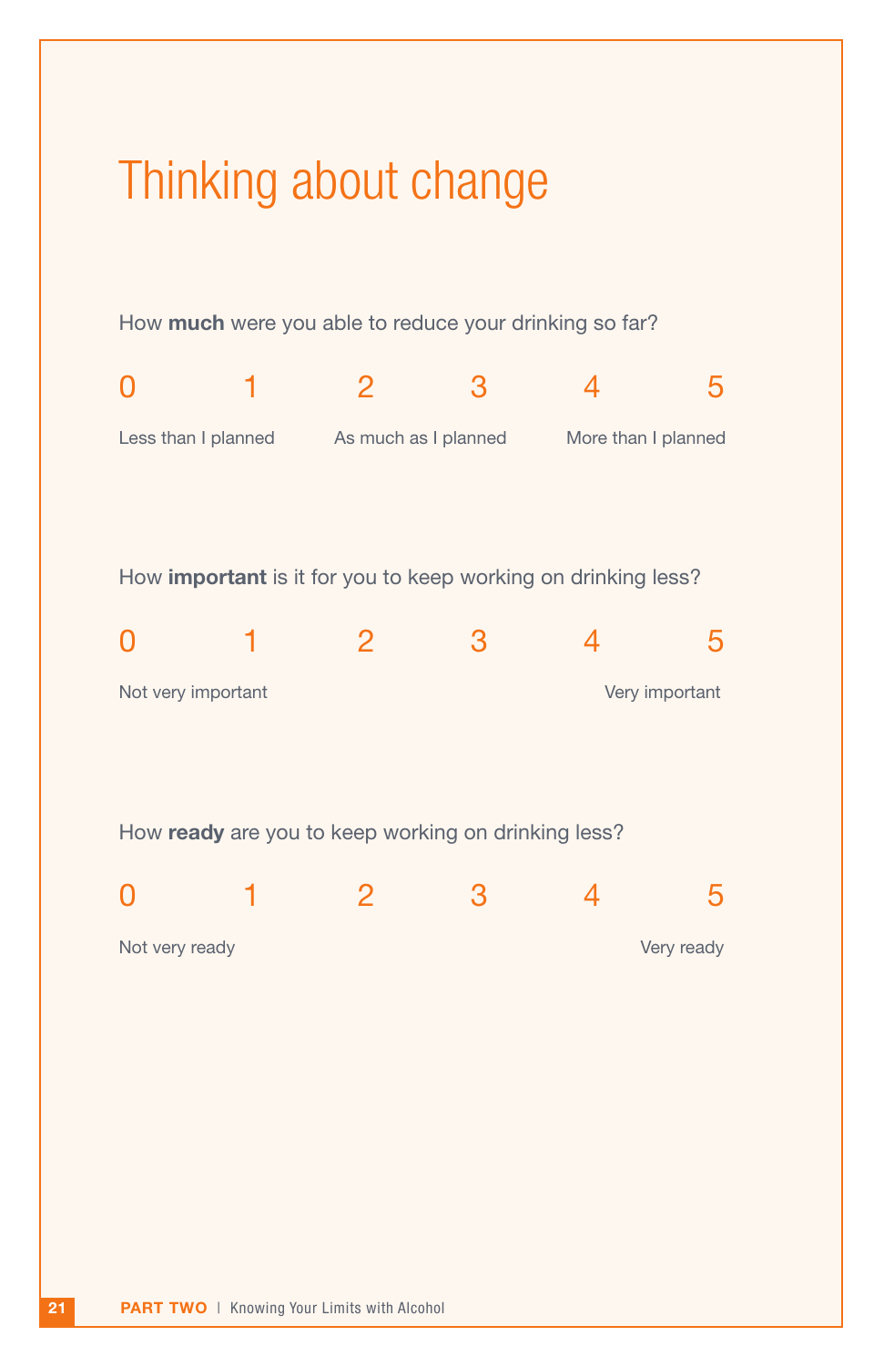# Thinking about change

How **much** were you able to reduce your drinking so far?

0 1 2 3 4 5

Less than I planned — As much as I planned — More than I planned

How **important** is it for you to keep working on drinking less?

0 1 2 3 4 5

Not very important — Very important

How **ready** are you to keep working on drinking less?

0 1 2 3 4 5

Not very ready — Very ready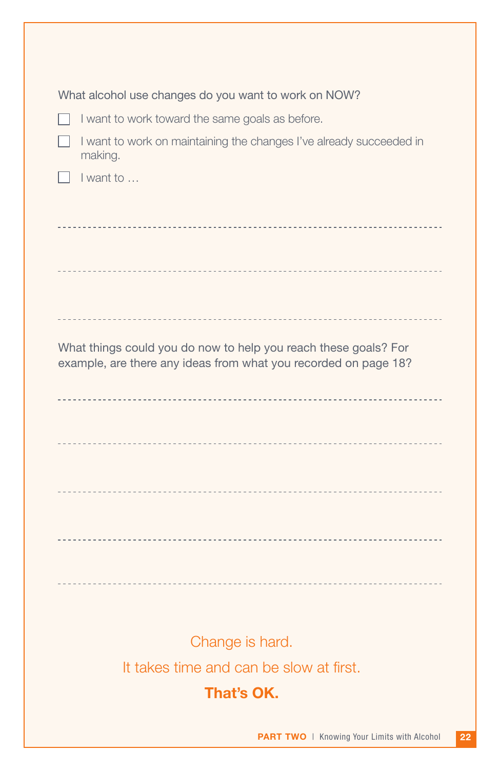What alcohol use changes do you want to work on NOW?

- [ ] I want to work toward the same goals as before.
- [ ] I want to work on maintaining the changes I've already succeeded in making.
- [ ] I want to …

---

---

---

What things could you do now to help you reach these goals? For example, are there any ideas from what you recorded on page 18?

---

---

---

---

---

Change is hard.

It takes time and can be slow at first.

**That's OK.**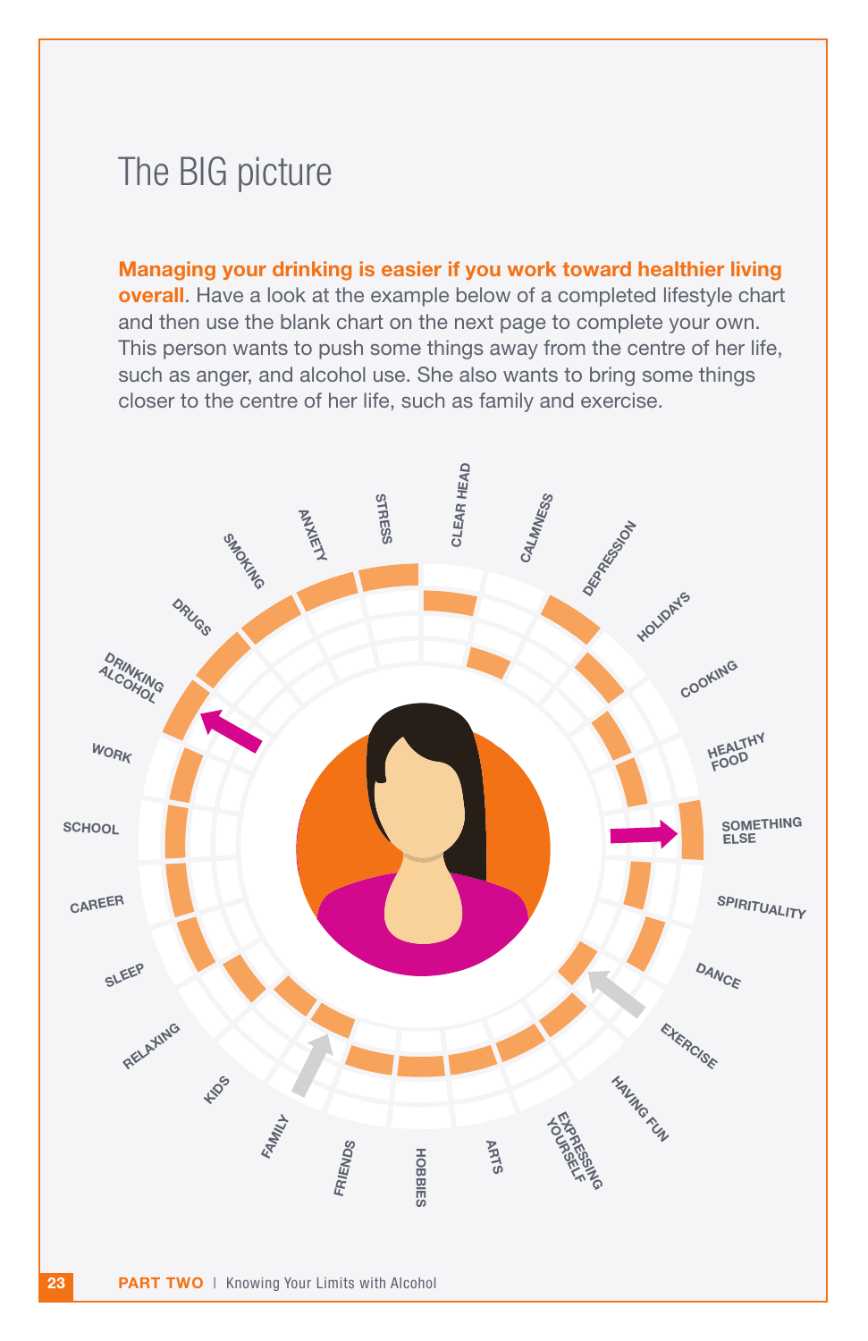# The BIG picture

**Managing your drinking is easier if you work toward healthier living overall**. Have a look at the example below of a completed lifestyle chart and then use the blank chart on the next page to complete your own. This person wants to push some things away from the centre of her life, such as anger, and alcohol use. She also wants to bring some things closer to the centre of her life, such as family and exercise.

CLEAR HEAD, CALMNESS, DEPRESSION, HOLIDAYS, COOKING, HEALTHY FOOD, SOMETHING ELSE, SPIRITUALITY, DANCE, EXERCISE, HAVING FUN, EXPRESSING YOURSELF, ARTS, HOBBIES, FRIENDS, FAMILY, KIDS, RELAXING, SLEEP, CAREER, SCHOOL, WORK, DRINKING ALCOHOL, DRUGS, SMOKING, ANXIETY, STRESS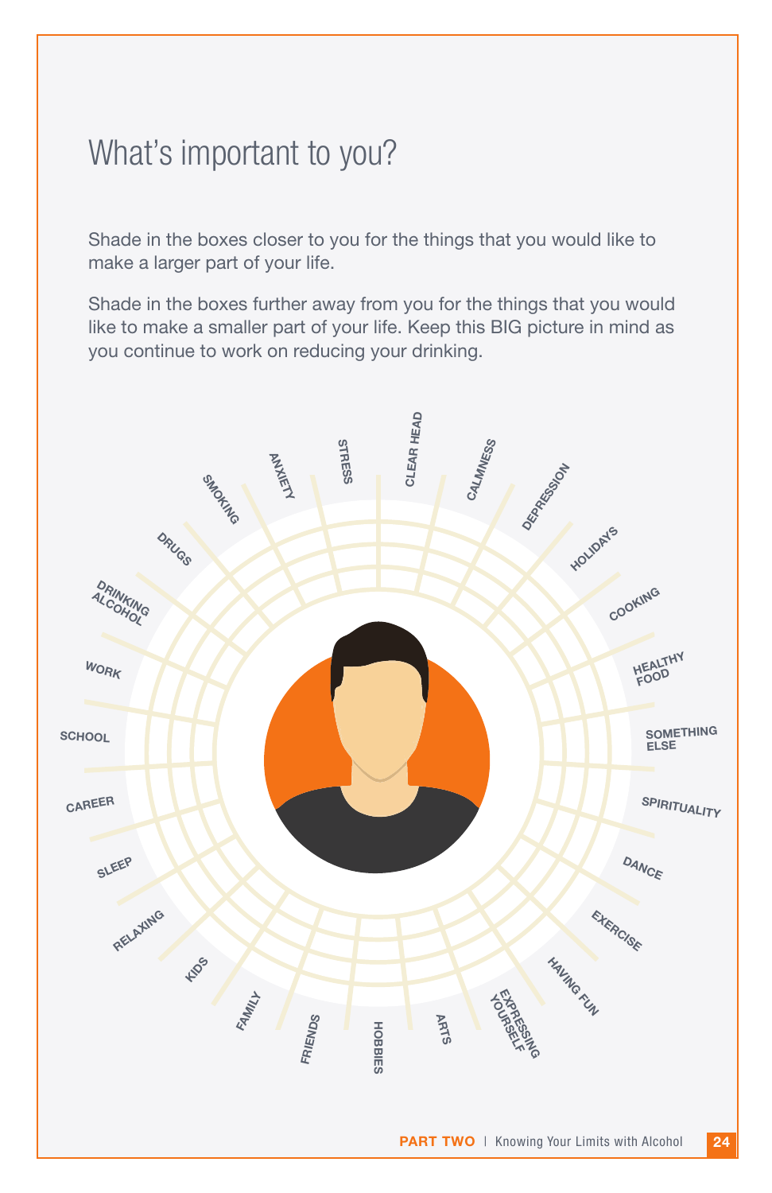# What's important to you?

Shade in the boxes closer to you for the things that you would like to make a larger part of your life.

Shade in the boxes further away from you for the things that you would like to make a smaller part of your life. Keep this BIG picture in mind as you continue to work on reducing your drinking.

STRESS
CLEAR HEAD
CALMNESS
DEPRESSION
HOLIDAYS
COOKING
HEALTHY FOOD
SOMETHING ELSE
SPIRITUALITY
DANCE
EXERCISE
HAVING FUN
EXPRESSING YOURSELF
ARTS
HOBBIES
FRIENDS
FAMILY
KIDS
RELAXING
SLEEP
CAREER
SCHOOL
WORK
DRINKING ALCOHOL
DRUGS
SMOKING
ANXIETY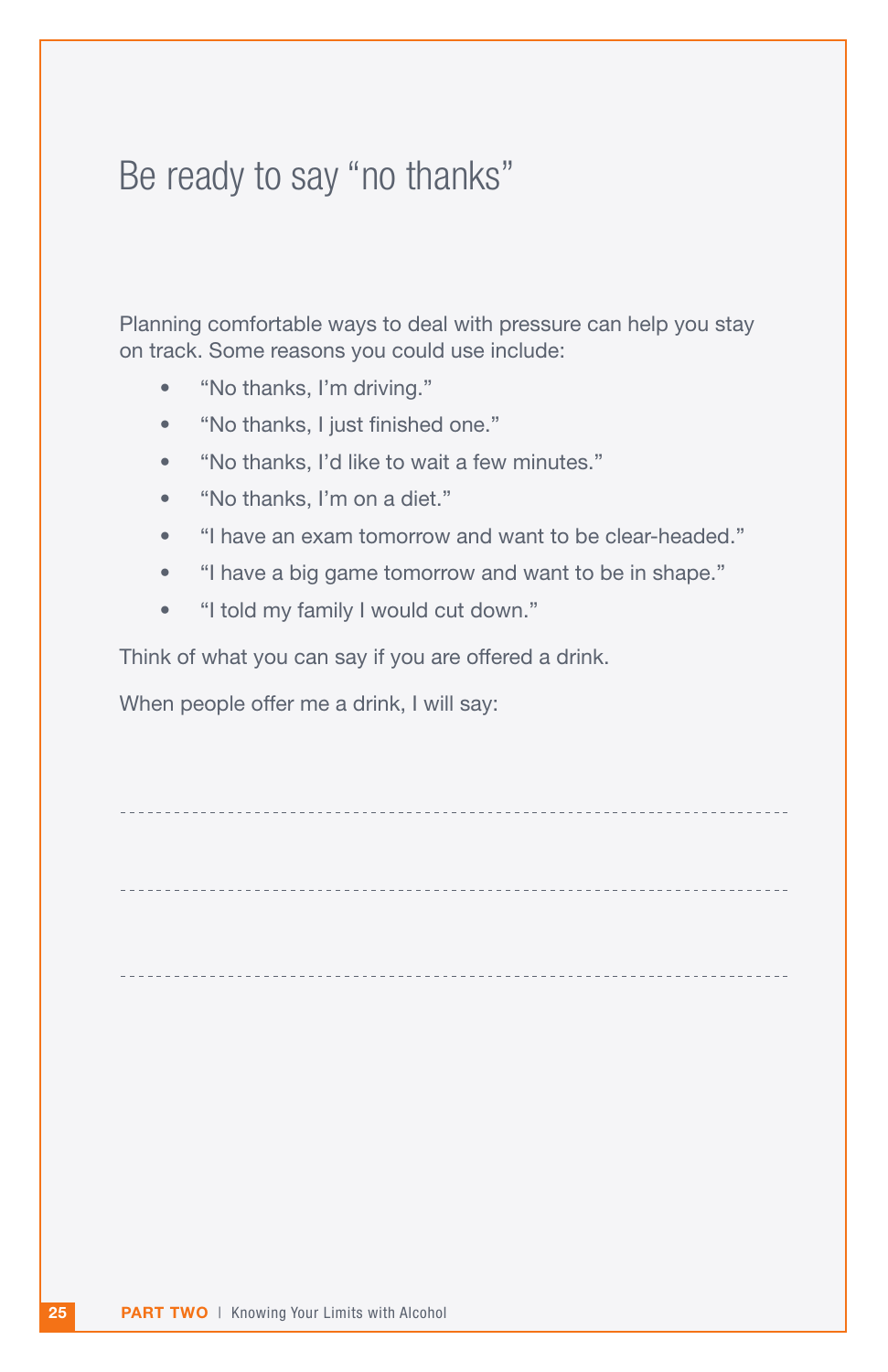# Be ready to say "no thanks"

Planning comfortable ways to deal with pressure can help you stay on track. Some reasons you could use include:

- "No thanks, I'm driving."
- "No thanks, I just finished one."
- "No thanks, I'd like to wait a few minutes."
- "No thanks, I'm on a diet."
- "I have an exam tomorrow and want to be clear-headed."
- "I have a big game tomorrow and want to be in shape."
- "I told my family I would cut down."

Think of what you can say if you are offered a drink.

When people offer me a drink, I will say:

------------------------------------------------------------------------

------------------------------------------------------------------------

------------------------------------------------------------------------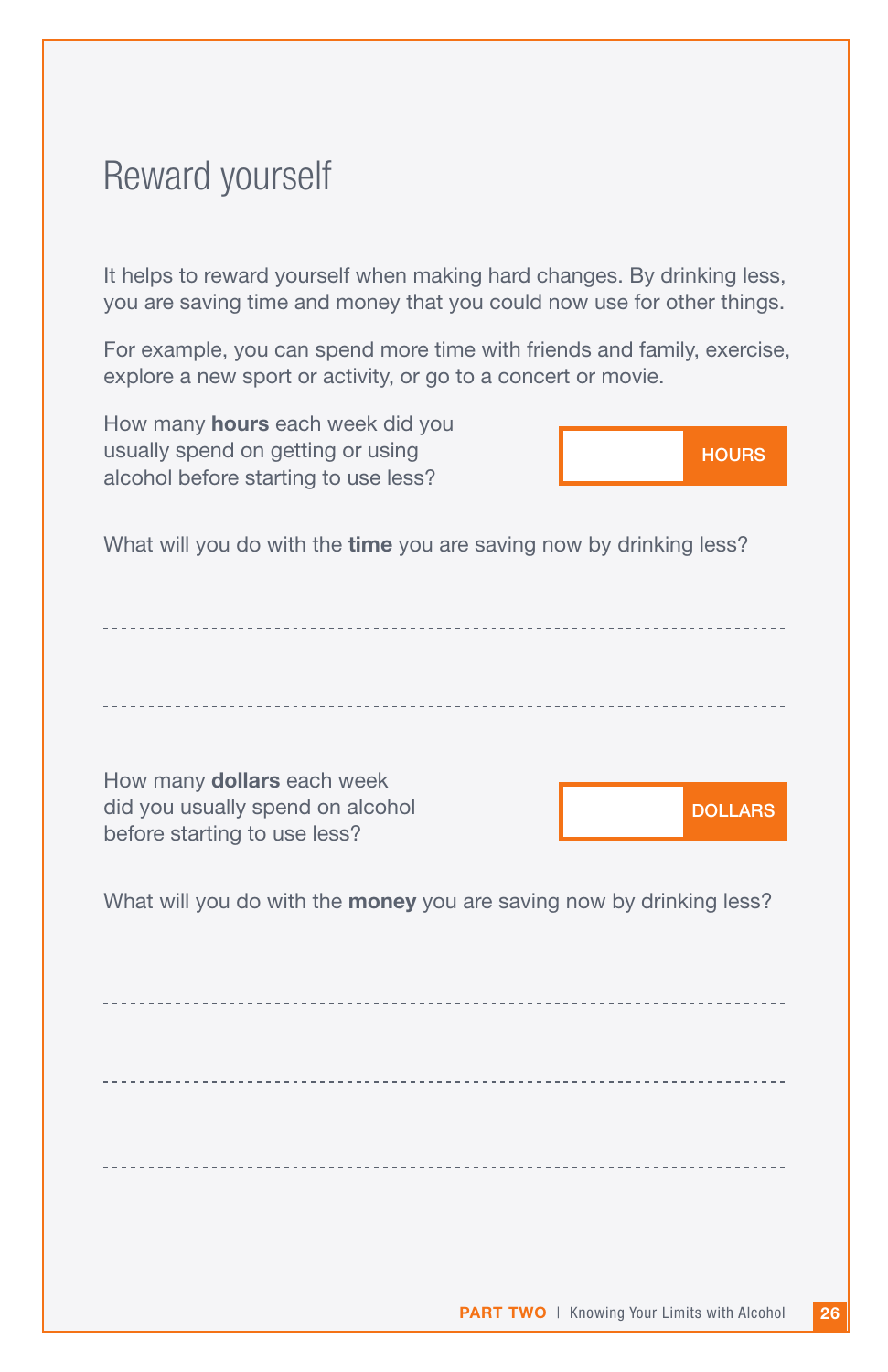# Reward yourself

It helps to reward yourself when making hard changes. By drinking less, you are saving time and money that you could now use for other things.

For example, you can spend more time with friends and family, exercise, explore a new sport or activity, or go to a concert or movie.

How many **hours** each week did you usually spend on getting or using alcohol before starting to use less?

| | HOURS |
|---|---|

What will you do with the **time** you are saving now by drinking less?

---

---

How many **dollars** each week did you usually spend on alcohol before starting to use less?

| | DOLLARS |
|---|---|

What will you do with the **money** you are saving now by drinking less?

---

---

---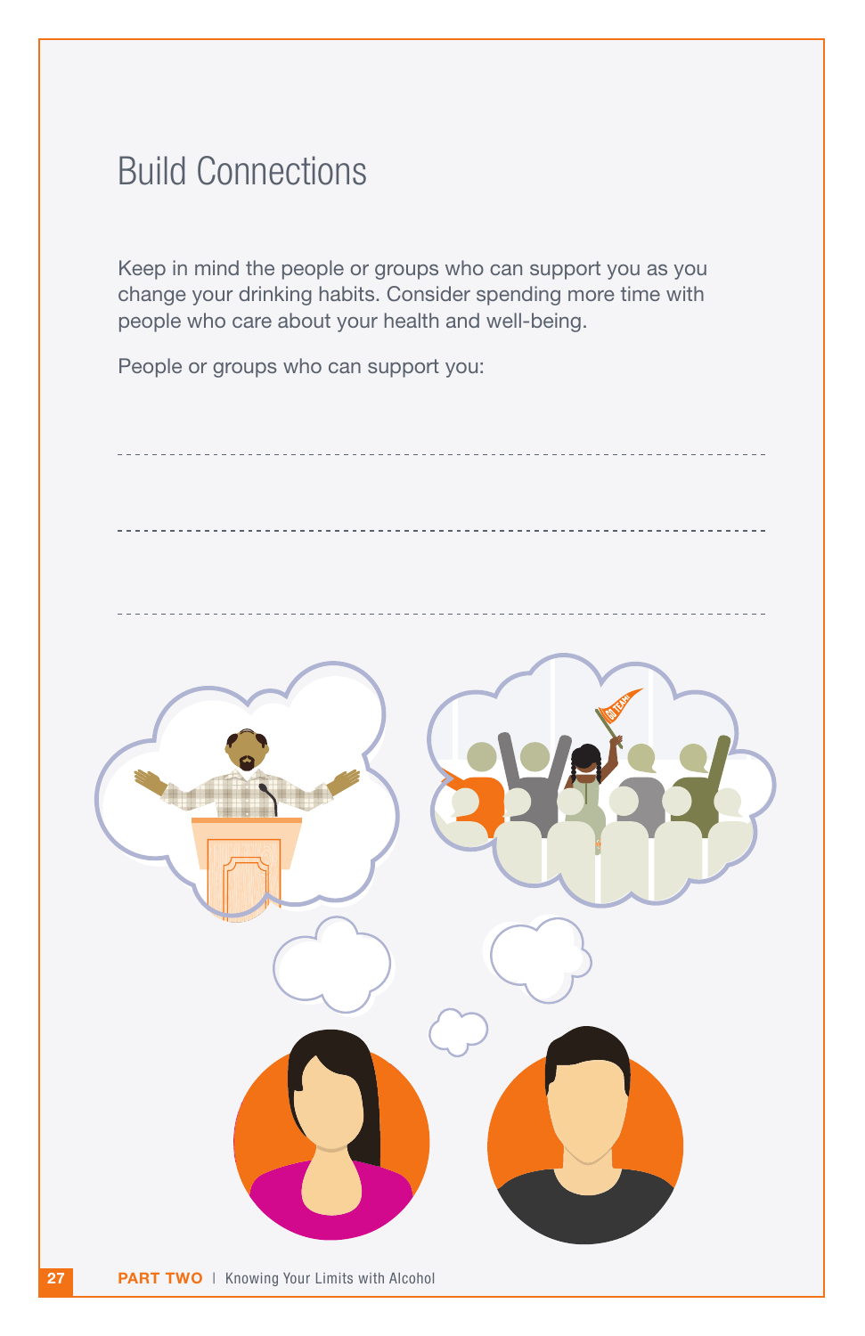# Build Connections

Keep in mind the people or groups who can support you as you change your drinking habits. Consider spending more time with people who care about your health and well-being.

People or groups who can support you:

---

---

---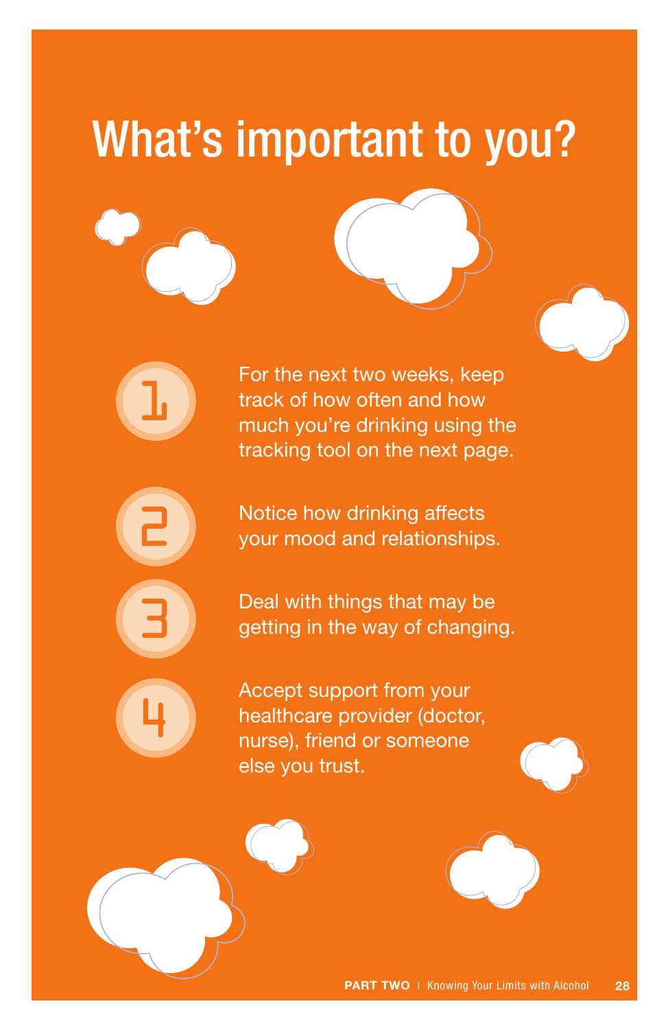# What's important to you?

1. For the next two weeks, keep track of how often and how much you're drinking using the tracking tool on the next page.

2. Notice how drinking affects your mood and relationships.

3. Deal with things that may be getting in the way of changing.

4. Accept support from your healthcare provider (doctor, nurse), friend or someone else you trust.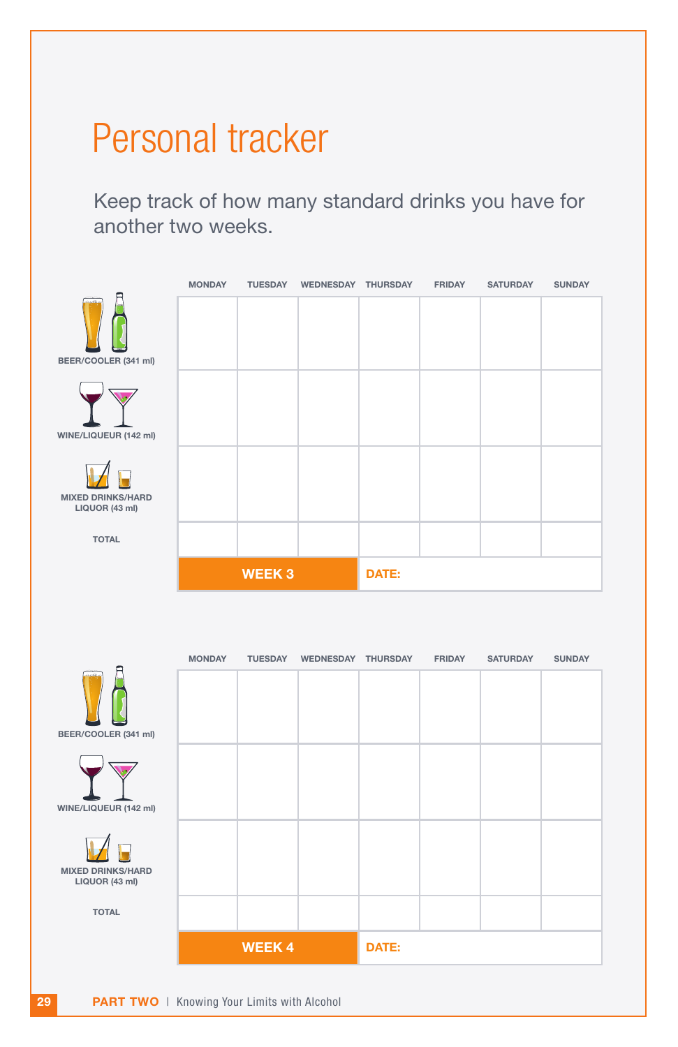# Personal tracker

Keep track of how many standard drinks you have for another two weeks.

| | MONDAY | TUESDAY | WEDNESDAY | THURSDAY | FRIDAY | SATURDAY | SUNDAY |
|---|---|---|---|---|---|---|---|
| BEER/COOLER (341 ml) | | | | | | | |
| WINE/LIQUEUR (142 ml) | | | | | | | |
| MIXED DRINKS/HARD LIQUOR (43 ml) | | | | | | | |
| TOTAL | | | | | | | |
| | **WEEK 3** | | | **DATE:** | | | |

| | MONDAY | TUESDAY | WEDNESDAY | THURSDAY | FRIDAY | SATURDAY | SUNDAY |
|---|---|---|---|---|---|---|---|
| BEER/COOLER (341 ml) | | | | | | | |
| WINE/LIQUEUR (142 ml) | | | | | | | |
| MIXED DRINKS/HARD LIQUOR (43 ml) | | | | | | | |
| TOTAL | | | | | | | |
| | **WEEK 4** | | | **DATE:** | | | |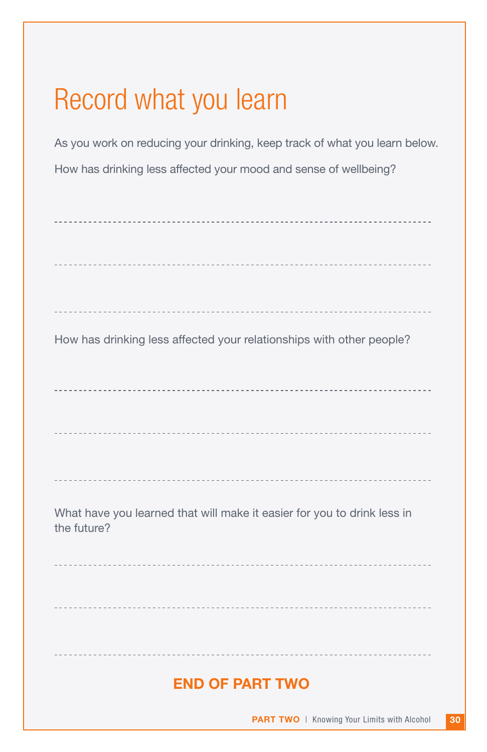# Record what you learn

As you work on reducing your drinking, keep track of what you learn below.

How has drinking less affected your mood and sense of wellbeing?

---

---

---

How has drinking less affected your relationships with other people?

---

---

---

What have you learned that will make it easier for you to drink less in the future?

---

---

---

**END OF PART TWO**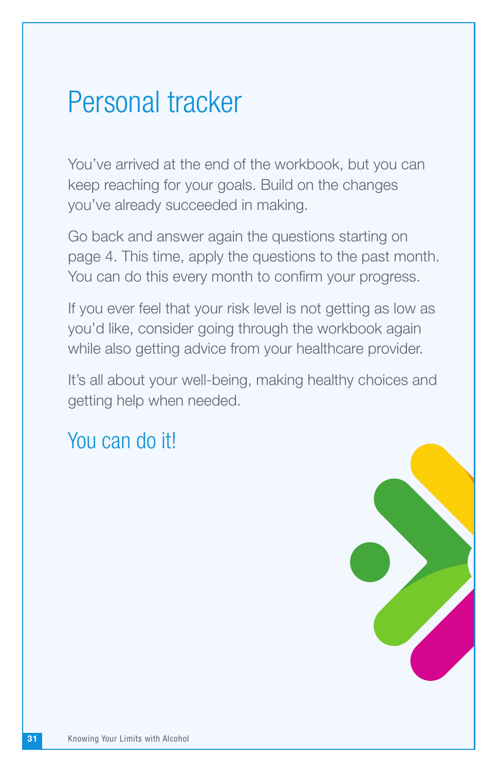# Personal tracker

You've arrived at the end of the workbook, but you can keep reaching for your goals. Build on the changes you've already succeeded in making.

Go back and answer again the questions starting on page 4. This time, apply the questions to the past month. You can do this every month to confirm your progress.

If you ever feel that your risk level is not getting as low as you'd like, consider going through the workbook again while also getting advice from your healthcare provider.

It's all about your well-being, making healthy choices and getting help when needed.

## You can do it!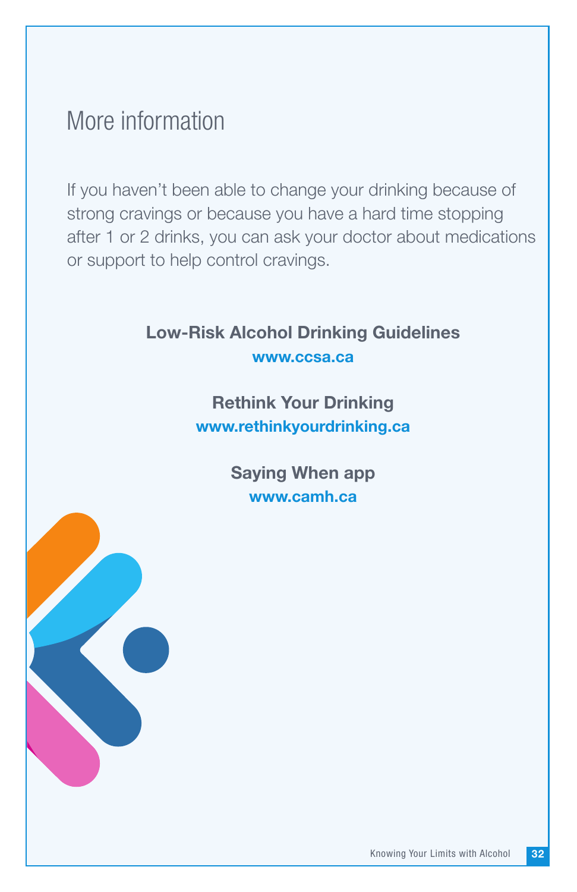# More information

If you haven't been able to change your drinking because of strong cravings or because you have a hard time stopping after 1 or 2 drinks, you can ask your doctor about medications or support to help control cravings.

**Low-Risk Alcohol Drinking Guidelines**
**www.ccsa.ca**

**Rethink Your Drinking**
**www.rethinkyourdrinking.ca**

**Saying When app**
**www.camh.ca**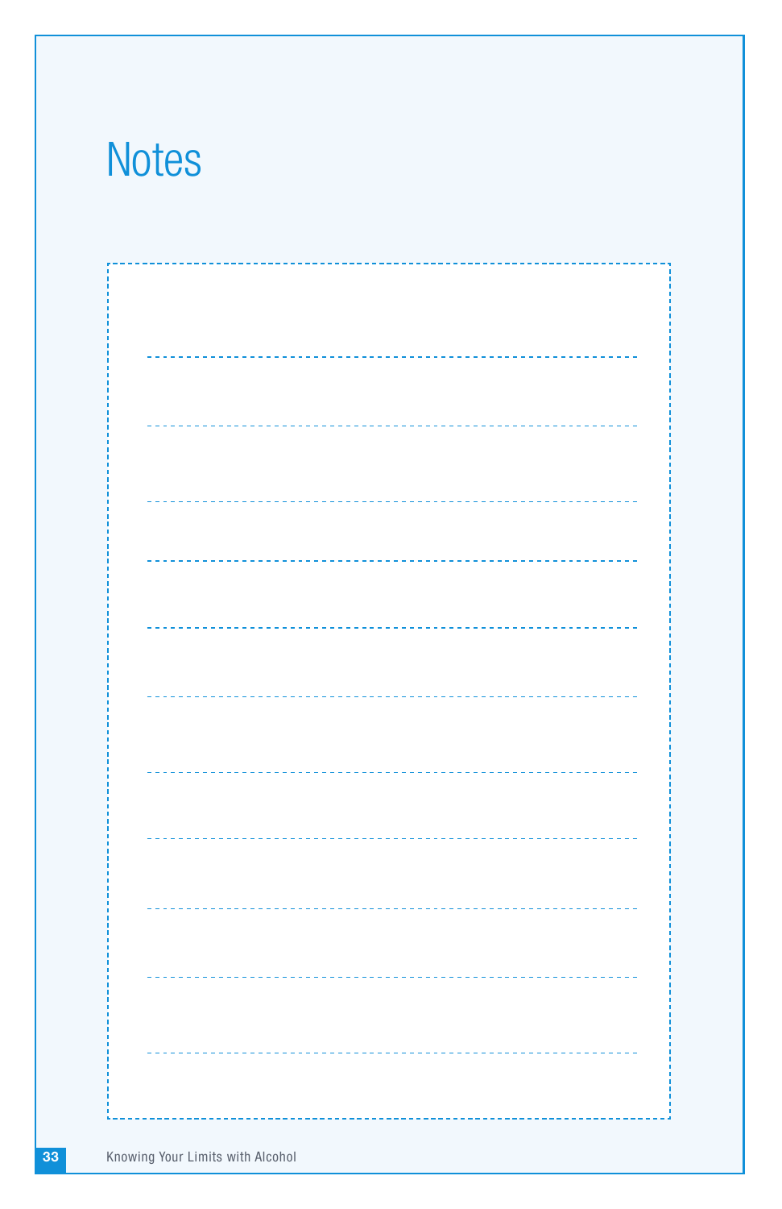# Notes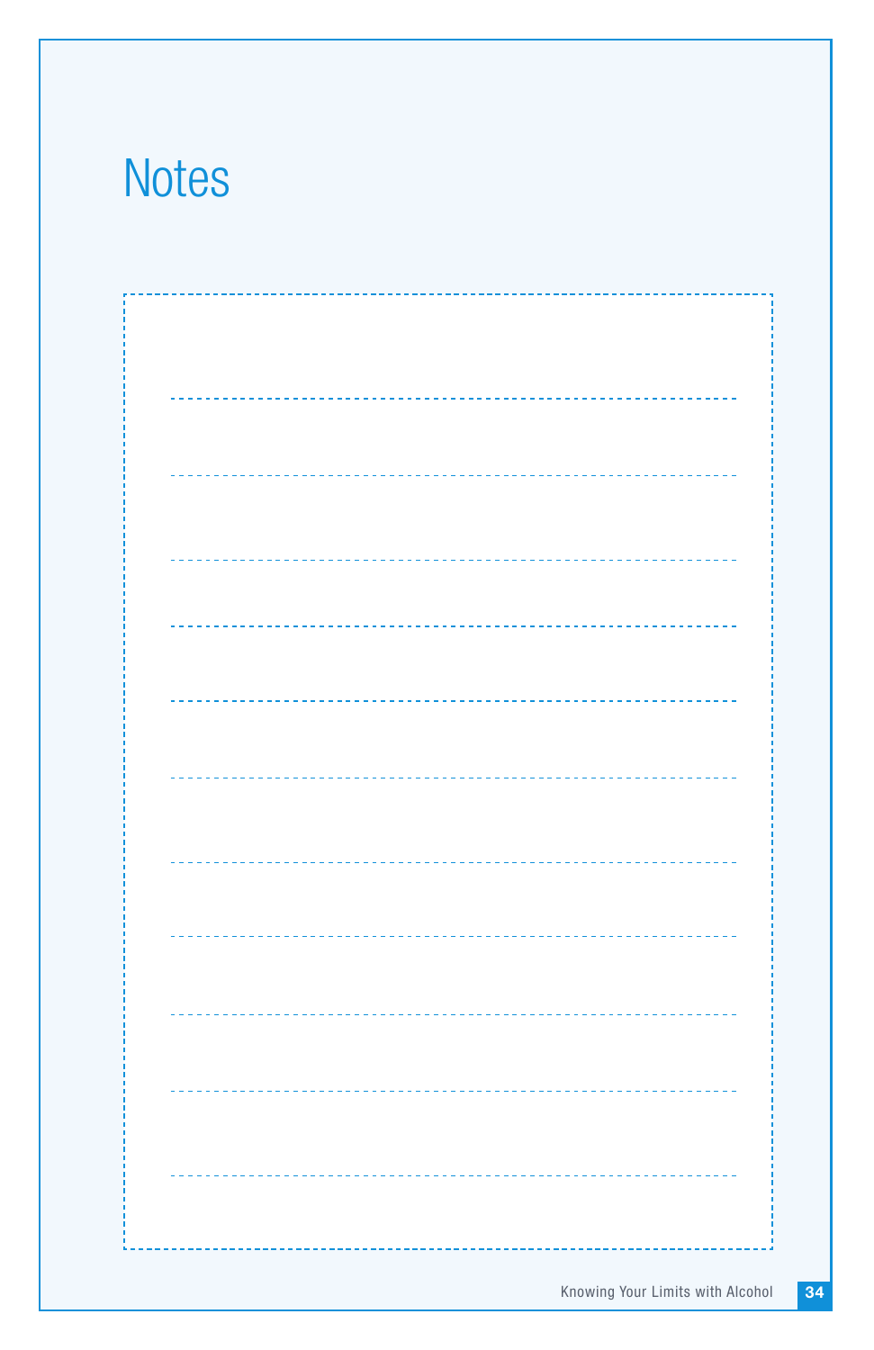# Notes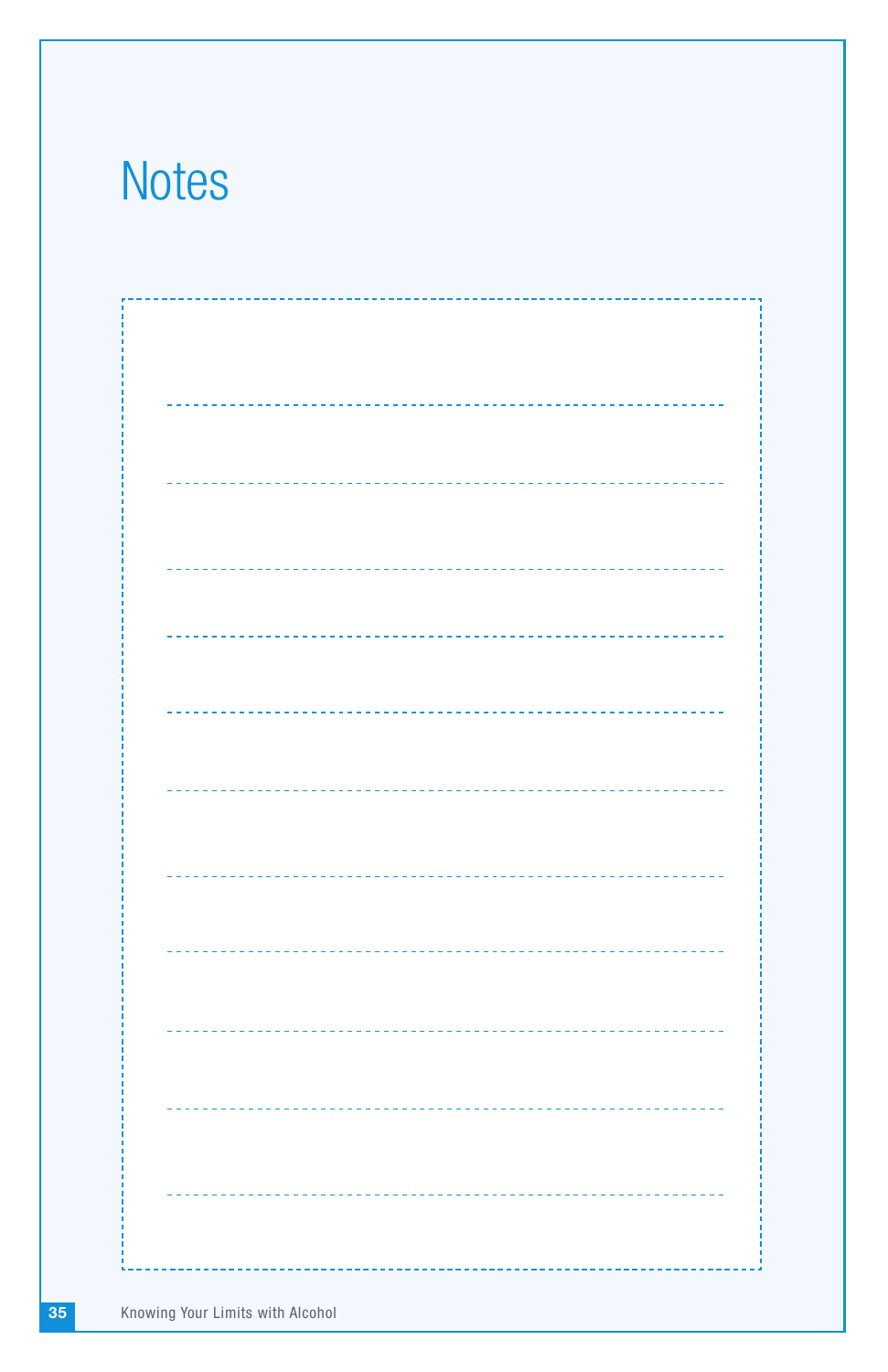# Notes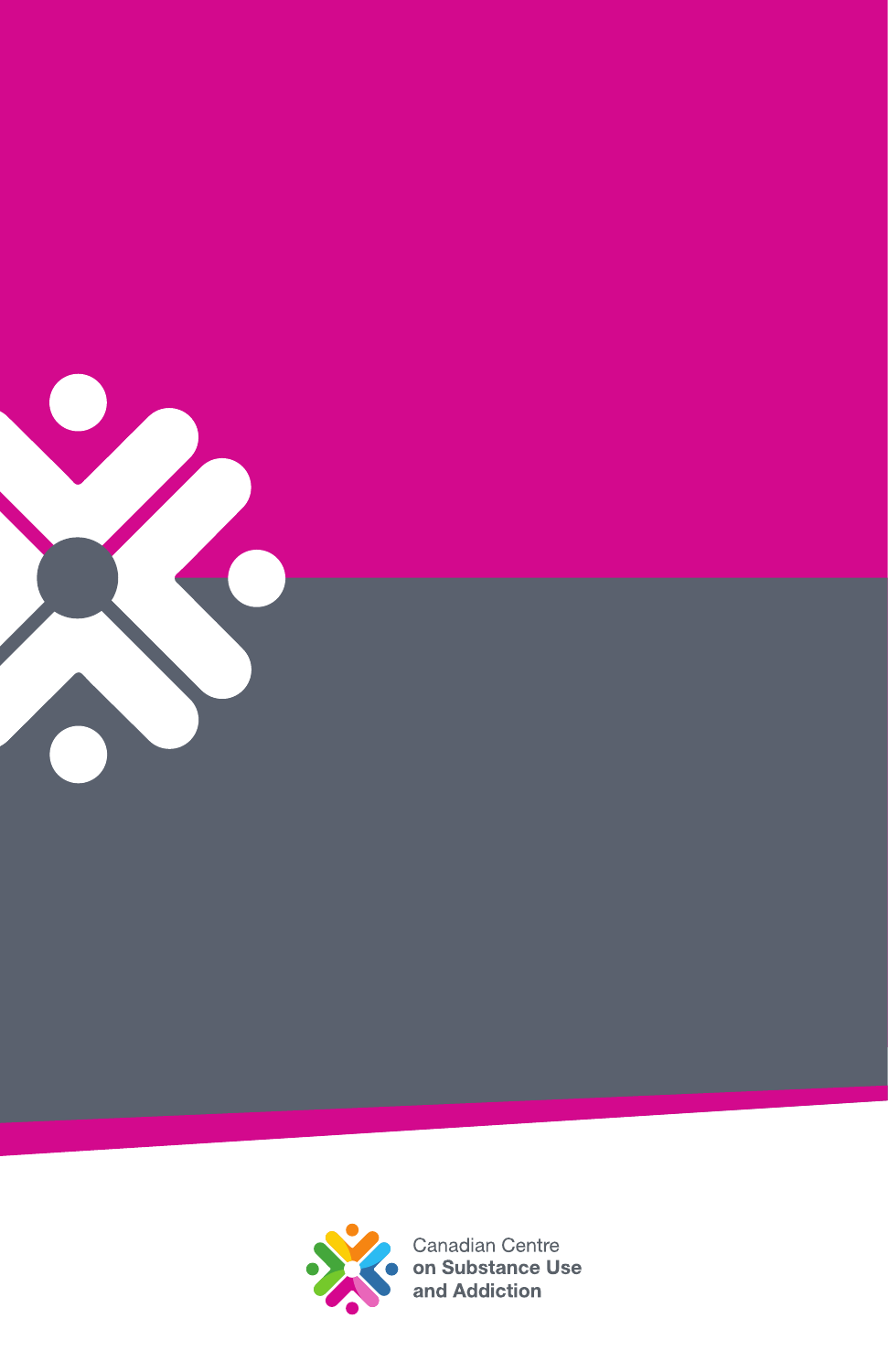Canadian Centre
**on Substance Use**
**and Addiction**